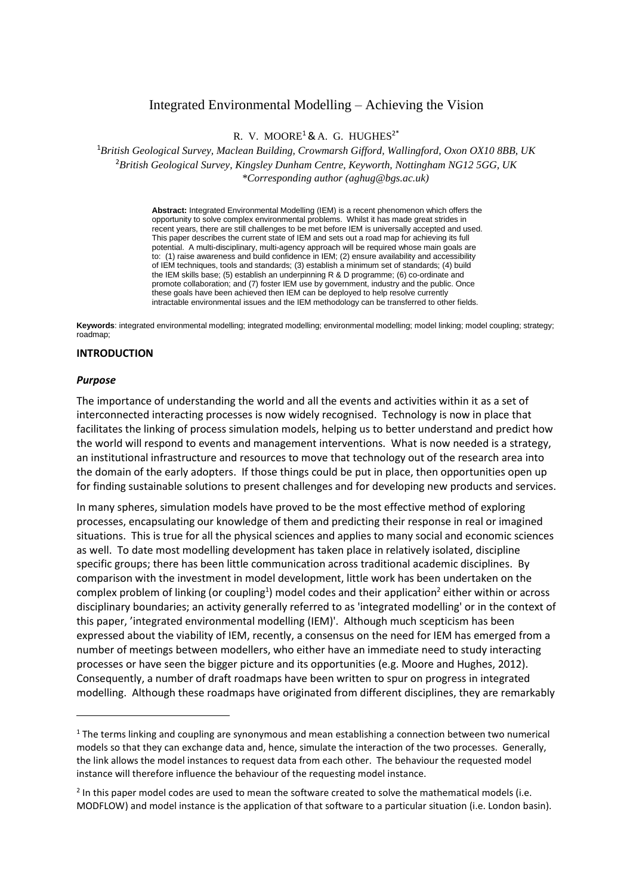# Integrated Environmental Modelling – Achieving the Vision

R. V. MOORE[1] & A. G. HUGHES[2*]

[1]*British Geological Survey, Maclean Building, Crowmarsh Gifford, Wallingford, Oxon OX10 8BB, UK*
[2]*British Geological Survey, Kingsley Dunham Centre, Keyworth, Nottingham NG12 5GG, UK*
*\*Corresponding author (aghug@bgs.ac.uk)*

**Abstract:** Integrated Environmental Modelling (IEM) is a recent phenomenon which offers the opportunity to solve complex environmental problems. Whilst it has made great strides in recent years, there are still challenges to be met before IEM is universally accepted and used. This paper describes the current state of IEM and sets out a road map for achieving its full potential. A multi-disciplinary, multi-agency approach will be required whose main goals are to: (1) raise awareness and build confidence in IEM; (2) ensure availability and accessibility of IEM techniques, tools and standards; (3) establish a minimum set of standards; (4) build the IEM skills base; (5) establish an underpinning R & D programme; (6) co-ordinate and promote collaboration; and (7) foster IEM use by government, industry and the public. Once these goals have been achieved then IEM can be deployed to help resolve currently intractable environmental issues and the IEM methodology can be transferred to other fields.

**Keywords**: integrated environmental modelling; integrated modelling; environmental modelling; model linking; model coupling; strategy; roadmap;

## INTRODUCTION

### *Purpose*

The importance of understanding the world and all the events and activities within it as a set of interconnected interacting processes is now widely recognised. Technology is now in place that facilitates the linking of process simulation models, helping us to better understand and predict how the world will respond to events and management interventions. What is now needed is a strategy, an institutional infrastructure and resources to move that technology out of the research area into the domain of the early adopters. If those things could be put in place, then opportunities open up for finding sustainable solutions to present challenges and for developing new products and services.

In many spheres, simulation models have proved to be the most effective method of exploring processes, encapsulating our knowledge of them and predicting their response in real or imagined situations. This is true for all the physical sciences and applies to many social and economic sciences as well. To date most modelling development has taken place in relatively isolated, discipline specific groups; there has been little communication across traditional academic disciplines. By comparison with the investment in model development, little work has been undertaken on the complex problem of linking (or coupling[1]) model codes and their application[2] either within or across disciplinary boundaries; an activity generally referred to as 'integrated modelling' or in the context of this paper, 'integrated environmental modelling (IEM)'. Although much scepticism has been expressed about the viability of IEM, recently, a consensus on the need for IEM has emerged from a number of meetings between modellers, who either have an immediate need to study interacting processes or have seen the bigger picture and its opportunities (e.g. Moore and Hughes, 2012). Consequently, a number of draft roadmaps have been written to spur on progress in integrated modelling. Although these roadmaps have originated from different disciplines, they are remarkably

[1] The terms linking and coupling are synonymous and mean establishing a connection between two numerical models so that they can exchange data and, hence, simulate the interaction of the two processes. Generally, the link allows the model instances to request data from each other. The behaviour the requested model instance will therefore influence the behaviour of the requesting model instance.

[2] In this paper model codes are used to mean the software created to solve the mathematical models (i.e. MODFLOW) and model instance is the application of that software to a particular situation (i.e. London basin).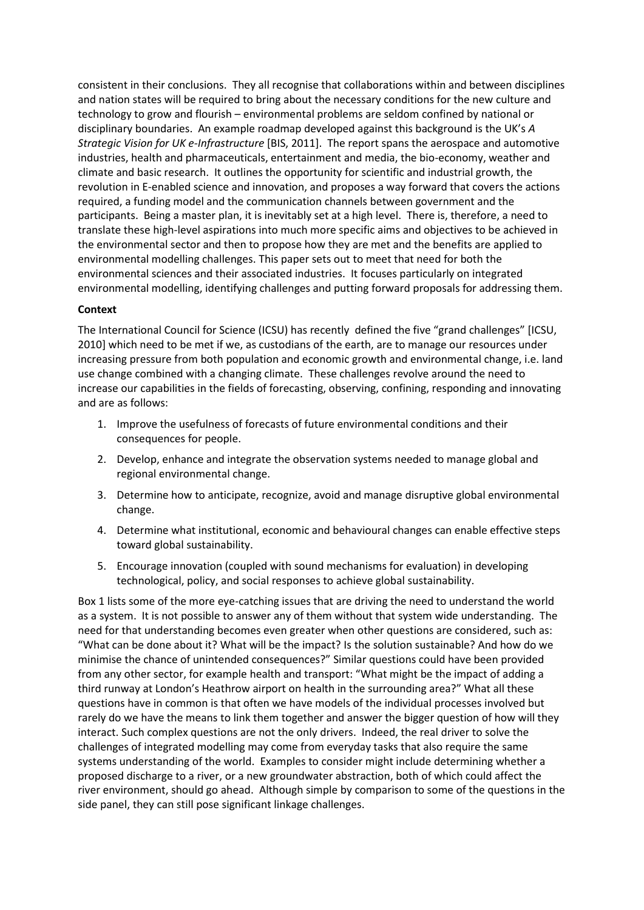consistent in their conclusions. They all recognise that collaborations within and between disciplines and nation states will be required to bring about the necessary conditions for the new culture and technology to grow and flourish – environmental problems are seldom confined by national or disciplinary boundaries. An example roadmap developed against this background is the UK's *A Strategic Vision for UK e-Infrastructure* [BIS, 2011]. The report spans the aerospace and automotive industries, health and pharmaceuticals, entertainment and media, the bio-economy, weather and climate and basic research. It outlines the opportunity for scientific and industrial growth, the revolution in E-enabled science and innovation, and proposes a way forward that covers the actions required, a funding model and the communication channels between government and the participants. Being a master plan, it is inevitably set at a high level. There is, therefore, a need to translate these high-level aspirations into much more specific aims and objectives to be achieved in the environmental sector and then to propose how they are met and the benefits are applied to environmental modelling challenges. This paper sets out to meet that need for both the environmental sciences and their associated industries. It focuses particularly on integrated environmental modelling, identifying challenges and putting forward proposals for addressing them.

**Context**

The International Council for Science (ICSU) has recently defined the five "grand challenges" [ICSU, 2010] which need to be met if we, as custodians of the earth, are to manage our resources under increasing pressure from both population and economic growth and environmental change, i.e. land use change combined with a changing climate. These challenges revolve around the need to increase our capabilities in the fields of forecasting, observing, confining, responding and innovating and are as follows:

1. Improve the usefulness of forecasts of future environmental conditions and their consequences for people.
2. Develop, enhance and integrate the observation systems needed to manage global and regional environmental change.
3. Determine how to anticipate, recognize, avoid and manage disruptive global environmental change.
4. Determine what institutional, economic and behavioural changes can enable effective steps toward global sustainability.
5. Encourage innovation (coupled with sound mechanisms for evaluation) in developing technological, policy, and social responses to achieve global sustainability.

Box 1 lists some of the more eye-catching issues that are driving the need to understand the world as a system. It is not possible to answer any of them without that system wide understanding. The need for that understanding becomes even greater when other questions are considered, such as: "What can be done about it? What will be the impact? Is the solution sustainable? And how do we minimise the chance of unintended consequences?" Similar questions could have been provided from any other sector, for example health and transport: "What might be the impact of adding a third runway at London's Heathrow airport on health in the surrounding area?" What all these questions have in common is that often we have models of the individual processes involved but rarely do we have the means to link them together and answer the bigger question of how will they interact. Such complex questions are not the only drivers. Indeed, the real driver to solve the challenges of integrated modelling may come from everyday tasks that also require the same systems understanding of the world. Examples to consider might include determining whether a proposed discharge to a river, or a new groundwater abstraction, both of which could affect the river environment, should go ahead. Although simple by comparison to some of the questions in the side panel, they can still pose significant linkage challenges.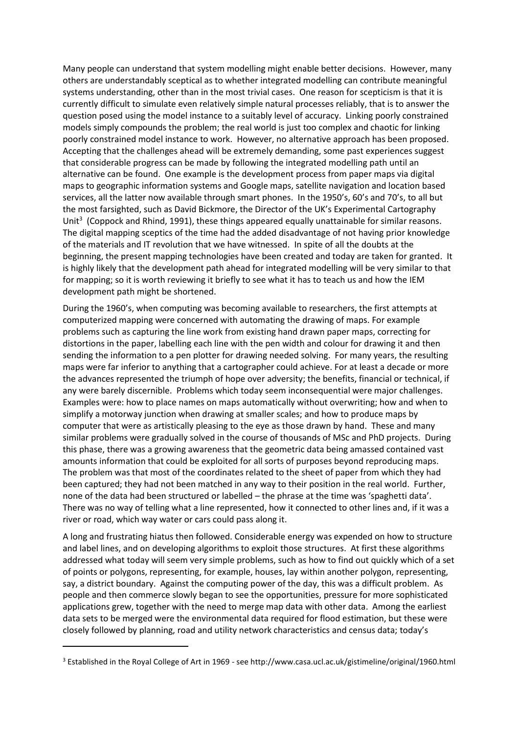Many people can understand that system modelling might enable better decisions. However, many others are understandably sceptical as to whether integrated modelling can contribute meaningful systems understanding, other than in the most trivial cases. One reason for scepticism is that it is currently difficult to simulate even relatively simple natural processes reliably, that is to answer the question posed using the model instance to a suitably level of accuracy. Linking poorly constrained models simply compounds the problem; the real world is just too complex and chaotic for linking poorly constrained model instance to work. However, no alternative approach has been proposed. Accepting that the challenges ahead will be extremely demanding, some past experiences suggest that considerable progress can be made by following the integrated modelling path until an alternative can be found. One example is the development process from paper maps via digital maps to geographic information systems and Google maps, satellite navigation and location based services, all the latter now available through smart phones. In the 1950's, 60's and 70's, to all but the most farsighted, such as David Bickmore, the Director of the UK's Experimental Cartography Unit[3] (Coppock and Rhind, 1991), these things appeared equally unattainable for similar reasons. The digital mapping sceptics of the time had the added disadvantage of not having prior knowledge of the materials and IT revolution that we have witnessed. In spite of all the doubts at the beginning, the present mapping technologies have been created and today are taken for granted. It is highly likely that the development path ahead for integrated modelling will be very similar to that for mapping; so it is worth reviewing it briefly to see what it has to teach us and how the IEM development path might be shortened.

During the 1960's, when computing was becoming available to researchers, the first attempts at computerized mapping were concerned with automating the drawing of maps. For example problems such as capturing the line work from existing hand drawn paper maps, correcting for distortions in the paper, labelling each line with the pen width and colour for drawing it and then sending the information to a pen plotter for drawing needed solving. For many years, the resulting maps were far inferior to anything that a cartographer could achieve. For at least a decade or more the advances represented the triumph of hope over adversity; the benefits, financial or technical, if any were barely discernible. Problems which today seem inconsequential were major challenges. Examples were: how to place names on maps automatically without overwriting; how and when to simplify a motorway junction when drawing at smaller scales; and how to produce maps by computer that were as artistically pleasing to the eye as those drawn by hand. These and many similar problems were gradually solved in the course of thousands of MSc and PhD projects. During this phase, there was a growing awareness that the geometric data being amassed contained vast amounts information that could be exploited for all sorts of purposes beyond reproducing maps. The problem was that most of the coordinates related to the sheet of paper from which they had been captured; they had not been matched in any way to their position in the real world. Further, none of the data had been structured or labelled – the phrase at the time was 'spaghetti data'. There was no way of telling what a line represented, how it connected to other lines and, if it was a river or road, which way water or cars could pass along it.

A long and frustrating hiatus then followed. Considerable energy was expended on how to structure and label lines, and on developing algorithms to exploit those structures. At first these algorithms addressed what today will seem very simple problems, such as how to find out quickly which of a set of points or polygons, representing, for example, houses, lay within another polygon, representing, say, a district boundary. Against the computing power of the day, this was a difficult problem. As people and then commerce slowly began to see the opportunities, pressure for more sophisticated applications grew, together with the need to merge map data with other data. Among the earliest data sets to be merged were the environmental data required for flood estimation, but these were closely followed by planning, road and utility network characteristics and census data; today's

[3] Established in the Royal College of Art in 1969 - see http://www.casa.ucl.ac.uk/gistimeline/original/1960.html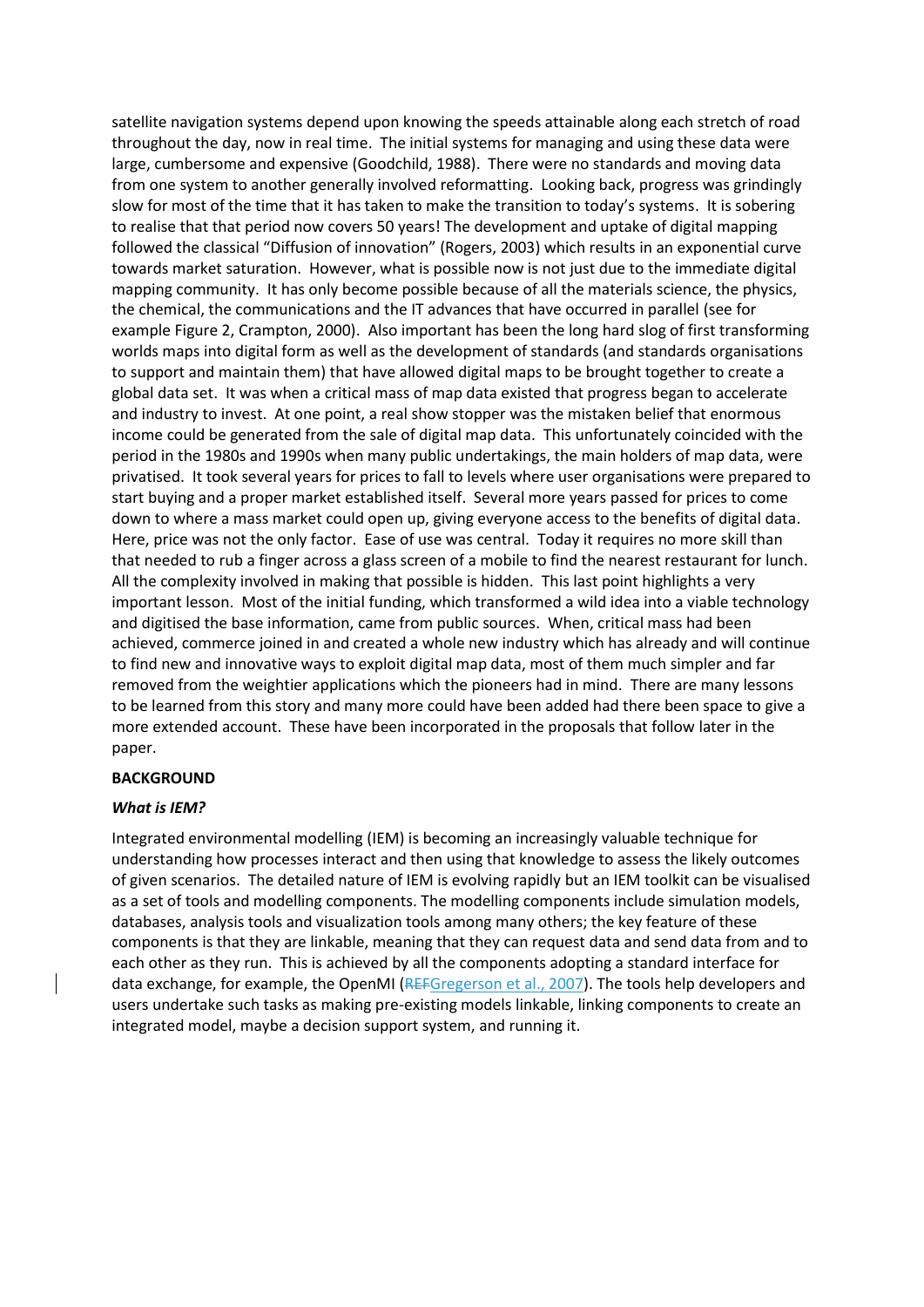satellite navigation systems depend upon knowing the speeds attainable along each stretch of road throughout the day, now in real time. The initial systems for managing and using these data were large, cumbersome and expensive (Goodchild, 1988). There were no standards and moving data from one system to another generally involved reformatting. Looking back, progress was grindingly slow for most of the time that it has taken to make the transition to today's systems. It is sobering to realise that that period now covers 50 years! The development and uptake of digital mapping followed the classical "Diffusion of innovation" (Rogers, 2003) which results in an exponential curve towards market saturation. However, what is possible now is not just due to the immediate digital mapping community. It has only become possible because of all the materials science, the physics, the chemical, the communications and the IT advances that have occurred in parallel (see for example Figure 2, Crampton, 2000). Also important has been the long hard slog of first transforming worlds maps into digital form as well as the development of standards (and standards organisations to support and maintain them) that have allowed digital maps to be brought together to create a global data set. It was when a critical mass of map data existed that progress began to accelerate and industry to invest. At one point, a real show stopper was the mistaken belief that enormous income could be generated from the sale of digital map data. This unfortunately coincided with the period in the 1980s and 1990s when many public undertakings, the main holders of map data, were privatised. It took several years for prices to fall to levels where user organisations were prepared to start buying and a proper market established itself. Several more years passed for prices to come down to where a mass market could open up, giving everyone access to the benefits of digital data. Here, price was not the only factor. Ease of use was central. Today it requires no more skill than that needed to rub a finger across a glass screen of a mobile to find the nearest restaurant for lunch. All the complexity involved in making that possible is hidden. This last point highlights a very important lesson. Most of the initial funding, which transformed a wild idea into a viable technology and digitised the base information, came from public sources. When, critical mass had been achieved, commerce joined in and created a whole new industry which has already and will continue to find new and innovative ways to exploit digital map data, most of them much simpler and far removed from the weightier applications which the pioneers had in mind. There are many lessons to be learned from this story and many more could have been added had there been space to give a more extended account. These have been incorporated in the proposals that follow later in the paper.

## BACKGROUND

### *What is IEM?*

Integrated environmental modelling (IEM) is becoming an increasingly valuable technique for understanding how processes interact and then using that knowledge to assess the likely outcomes of given scenarios. The detailed nature of IEM is evolving rapidly but an IEM toolkit can be visualised as a set of tools and modelling components. The modelling components include simulation models, databases, analysis tools and visualization tools among many others; the key feature of these components is that they are linkable, meaning that they can request data and send data from and to each other as they run. This is achieved by all the components adopting a standard interface for data exchange, for example, the OpenMI (~~REF~~Gregerson et al., 2007). The tools help developers and users undertake such tasks as making pre-existing models linkable, linking components to create an integrated model, maybe a decision support system, and running it.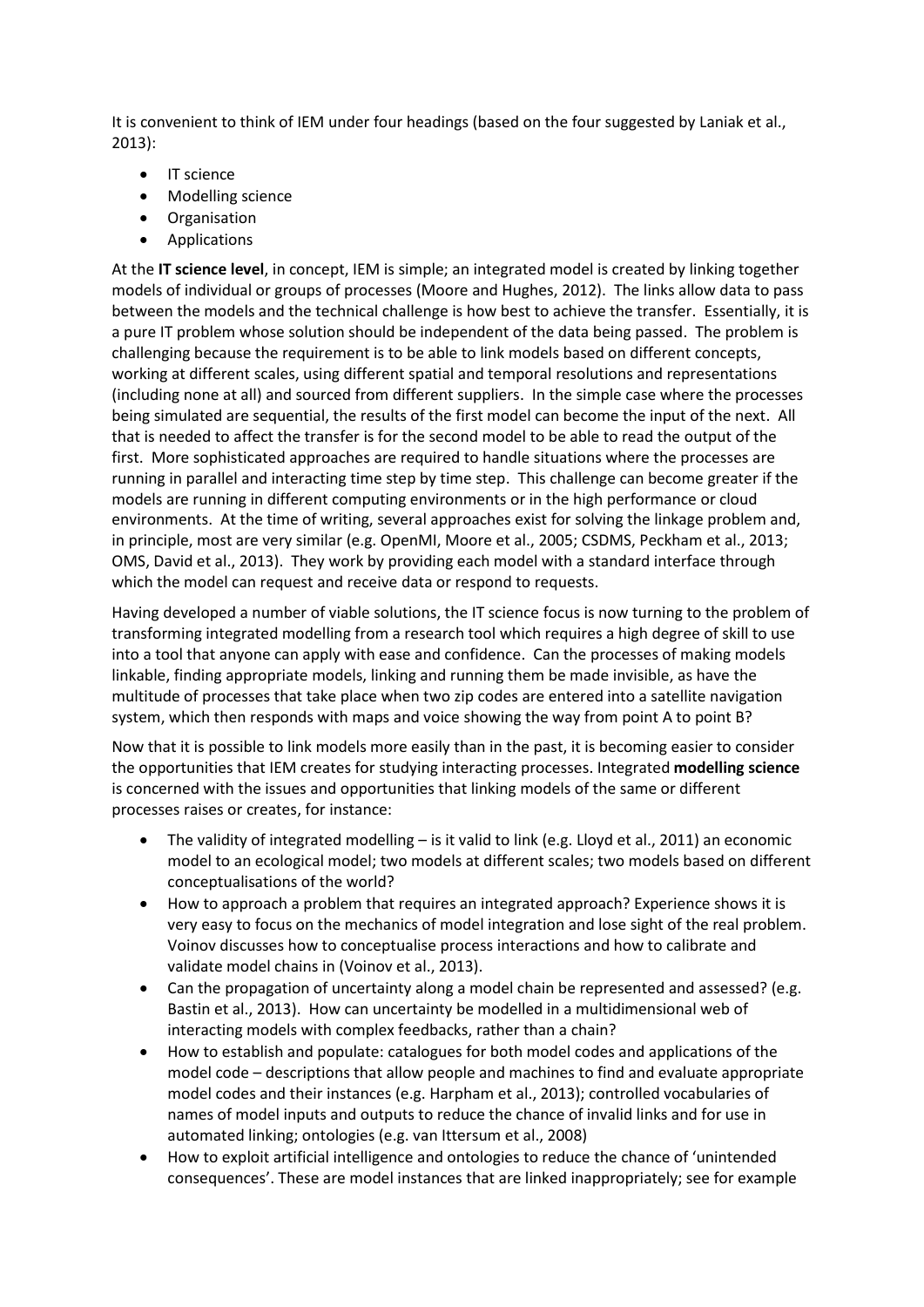It is convenient to think of IEM under four headings (based on the four suggested by Laniak et al., 2013):

- IT science
- Modelling science
- Organisation
- Applications

At the **IT science level**, in concept, IEM is simple; an integrated model is created by linking together models of individual or groups of processes (Moore and Hughes, 2012). The links allow data to pass between the models and the technical challenge is how best to achieve the transfer. Essentially, it is a pure IT problem whose solution should be independent of the data being passed. The problem is challenging because the requirement is to be able to link models based on different concepts, working at different scales, using different spatial and temporal resolutions and representations (including none at all) and sourced from different suppliers. In the simple case where the processes being simulated are sequential, the results of the first model can become the input of the next. All that is needed to affect the transfer is for the second model to be able to read the output of the first. More sophisticated approaches are required to handle situations where the processes are running in parallel and interacting time step by time step. This challenge can become greater if the models are running in different computing environments or in the high performance or cloud environments. At the time of writing, several approaches exist for solving the linkage problem and, in principle, most are very similar (e.g. OpenMI, Moore et al., 2005; CSDMS, Peckham et al., 2013; OMS, David et al., 2013). They work by providing each model with a standard interface through which the model can request and receive data or respond to requests.

Having developed a number of viable solutions, the IT science focus is now turning to the problem of transforming integrated modelling from a research tool which requires a high degree of skill to use into a tool that anyone can apply with ease and confidence. Can the processes of making models linkable, finding appropriate models, linking and running them be made invisible, as have the multitude of processes that take place when two zip codes are entered into a satellite navigation system, which then responds with maps and voice showing the way from point A to point B?

Now that it is possible to link models more easily than in the past, it is becoming easier to consider the opportunities that IEM creates for studying interacting processes. Integrated **modelling science** is concerned with the issues and opportunities that linking models of the same or different processes raises or creates, for instance:

- The validity of integrated modelling – is it valid to link (e.g. Lloyd et al., 2011) an economic model to an ecological model; two models at different scales; two models based on different conceptualisations of the world?
- How to approach a problem that requires an integrated approach? Experience shows it is very easy to focus on the mechanics of model integration and lose sight of the real problem. Voinov discusses how to conceptualise process interactions and how to calibrate and validate model chains in (Voinov et al., 2013).
- Can the propagation of uncertainty along a model chain be represented and assessed? (e.g. Bastin et al., 2013). How can uncertainty be modelled in a multidimensional web of interacting models with complex feedbacks, rather than a chain?
- How to establish and populate: catalogues for both model codes and applications of the model code – descriptions that allow people and machines to find and evaluate appropriate model codes and their instances (e.g. Harpham et al., 2013); controlled vocabularies of names of model inputs and outputs to reduce the chance of invalid links and for use in automated linking; ontologies (e.g. van Ittersum et al., 2008)
- How to exploit artificial intelligence and ontologies to reduce the chance of 'unintended consequences'. These are model instances that are linked inappropriately; see for example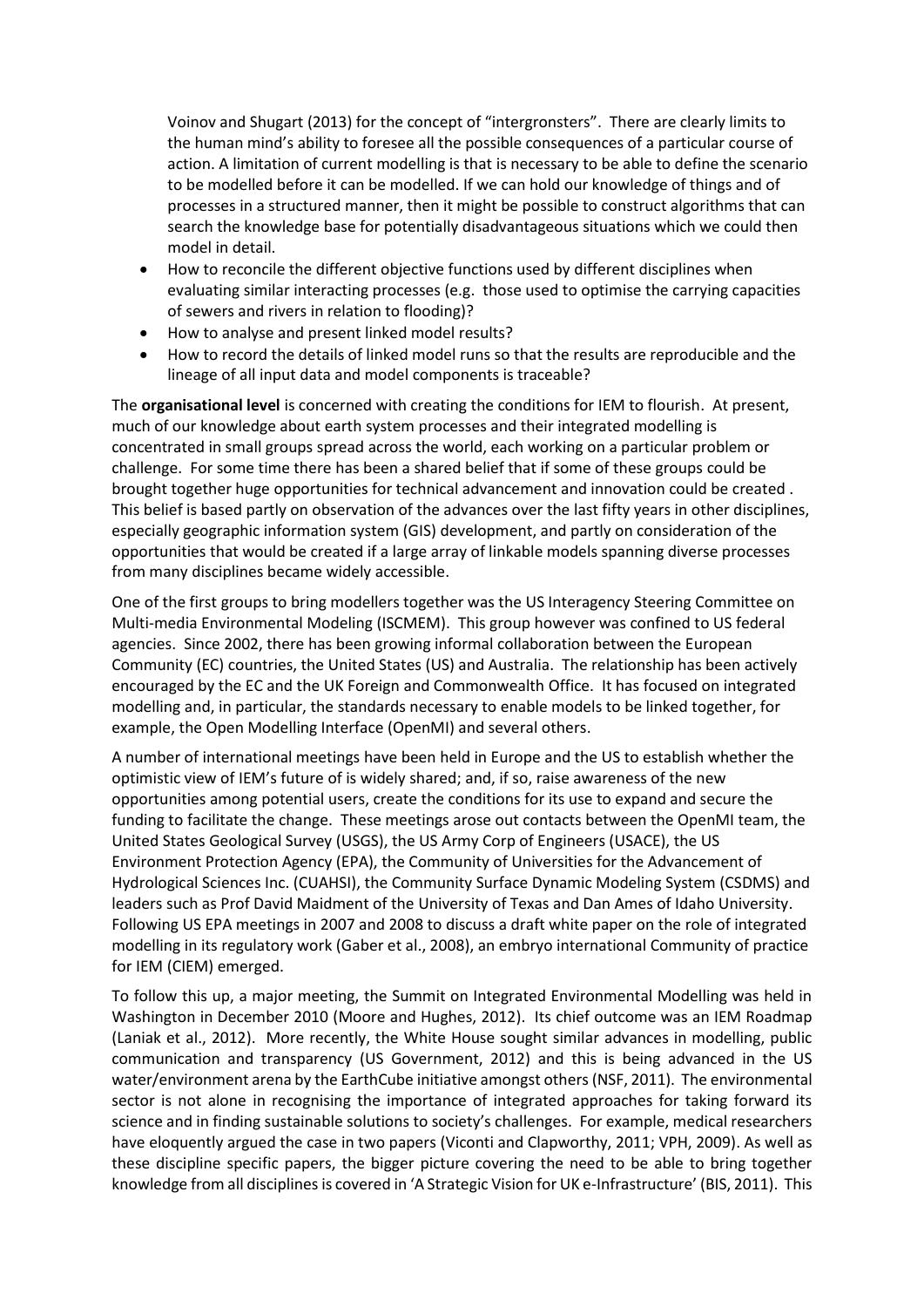Voinov and Shugart (2013) for the concept of "intergronsters". There are clearly limits to the human mind's ability to foresee all the possible consequences of a particular course of action. A limitation of current modelling is that is necessary to be able to define the scenario to be modelled before it can be modelled. If we can hold our knowledge of things and of processes in a structured manner, then it might be possible to construct algorithms that can search the knowledge base for potentially disadvantageous situations which we could then model in detail.

- How to reconcile the different objective functions used by different disciplines when evaluating similar interacting processes (e.g. those used to optimise the carrying capacities of sewers and rivers in relation to flooding)?
- How to analyse and present linked model results?
- How to record the details of linked model runs so that the results are reproducible and the lineage of all input data and model components is traceable?

The **organisational level** is concerned with creating the conditions for IEM to flourish. At present, much of our knowledge about earth system processes and their integrated modelling is concentrated in small groups spread across the world, each working on a particular problem or challenge. For some time there has been a shared belief that if some of these groups could be brought together huge opportunities for technical advancement and innovation could be created . This belief is based partly on observation of the advances over the last fifty years in other disciplines, especially geographic information system (GIS) development, and partly on consideration of the opportunities that would be created if a large array of linkable models spanning diverse processes from many disciplines became widely accessible.

One of the first groups to bring modellers together was the US Interagency Steering Committee on Multi-media Environmental Modeling (ISCMEM). This group however was confined to US federal agencies. Since 2002, there has been growing informal collaboration between the European Community (EC) countries, the United States (US) and Australia. The relationship has been actively encouraged by the EC and the UK Foreign and Commonwealth Office. It has focused on integrated modelling and, in particular, the standards necessary to enable models to be linked together, for example, the Open Modelling Interface (OpenMI) and several others.

A number of international meetings have been held in Europe and the US to establish whether the optimistic view of IEM's future of is widely shared; and, if so, raise awareness of the new opportunities among potential users, create the conditions for its use to expand and secure the funding to facilitate the change. These meetings arose out contacts between the OpenMI team, the United States Geological Survey (USGS), the US Army Corp of Engineers (USACE), the US Environment Protection Agency (EPA), the Community of Universities for the Advancement of Hydrological Sciences Inc. (CUAHSI), the Community Surface Dynamic Modeling System (CSDMS) and leaders such as Prof David Maidment of the University of Texas and Dan Ames of Idaho University. Following US EPA meetings in 2007 and 2008 to discuss a draft white paper on the role of integrated modelling in its regulatory work (Gaber et al., 2008), an embryo international Community of practice for IEM (CIEM) emerged.

To follow this up, a major meeting, the Summit on Integrated Environmental Modelling was held in Washington in December 2010 (Moore and Hughes, 2012). Its chief outcome was an IEM Roadmap (Laniak et al., 2012). More recently, the White House sought similar advances in modelling, public communication and transparency (US Government, 2012) and this is being advanced in the US water/environment arena by the EarthCube initiative amongst others (NSF, 2011). The environmental sector is not alone in recognising the importance of integrated approaches for taking forward its science and in finding sustainable solutions to society's challenges. For example, medical researchers have eloquently argued the case in two papers (Viconti and Clapworthy, 2011; VPH, 2009). As well as these discipline specific papers, the bigger picture covering the need to be able to bring together knowledge from all disciplines is covered in 'A Strategic Vision for UK e-Infrastructure' (BIS, 2011). This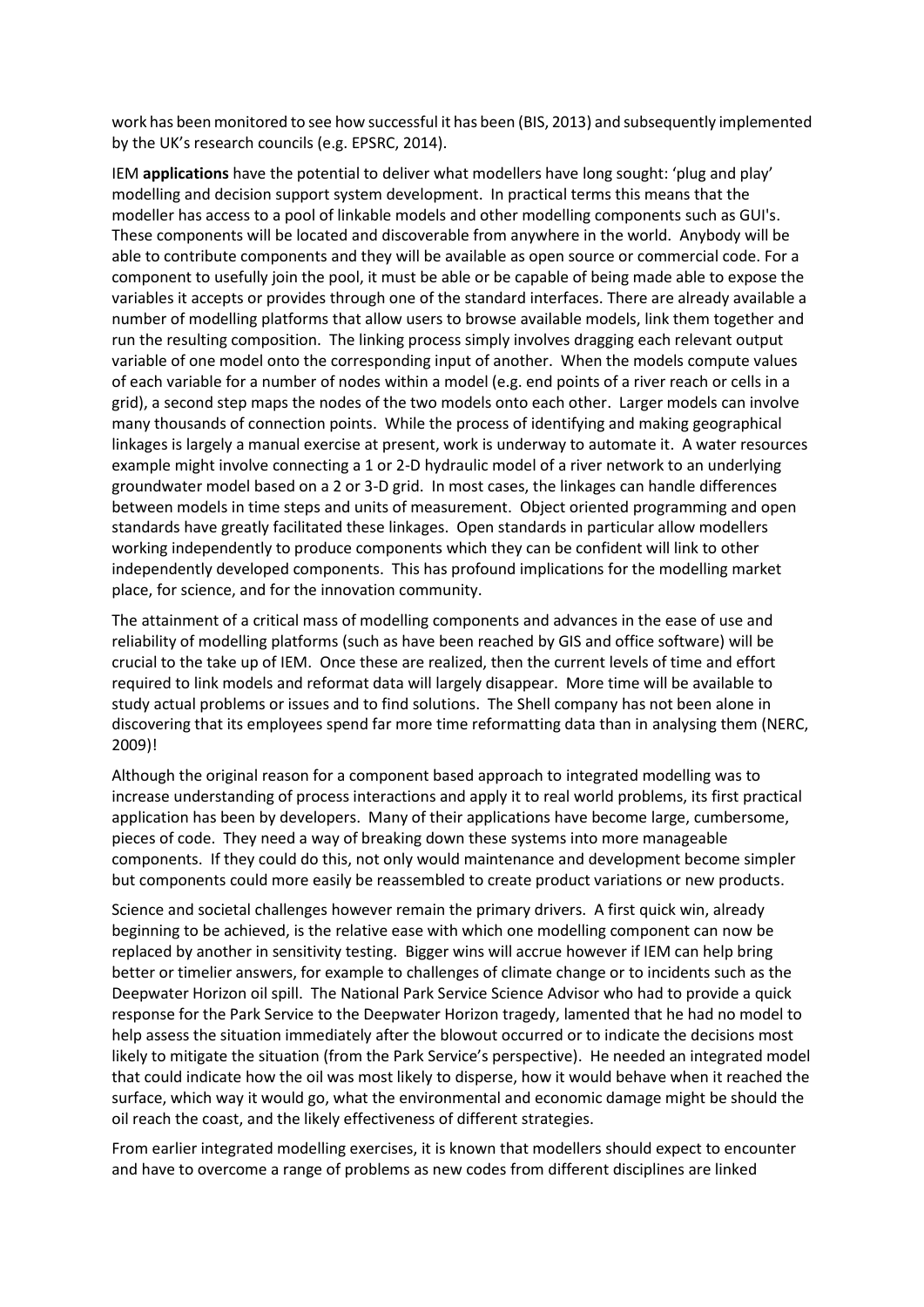work has been monitored to see how successful it has been (BIS, 2013) and subsequently implemented by the UK's research councils (e.g. EPSRC, 2014).

IEM **applications** have the potential to deliver what modellers have long sought: 'plug and play' modelling and decision support system development. In practical terms this means that the modeller has access to a pool of linkable models and other modelling components such as GUI's. These components will be located and discoverable from anywhere in the world. Anybody will be able to contribute components and they will be available as open source or commercial code. For a component to usefully join the pool, it must be able or be capable of being made able to expose the variables it accepts or provides through one of the standard interfaces. There are already available a number of modelling platforms that allow users to browse available models, link them together and run the resulting composition. The linking process simply involves dragging each relevant output variable of one model onto the corresponding input of another. When the models compute values of each variable for a number of nodes within a model (e.g. end points of a river reach or cells in a grid), a second step maps the nodes of the two models onto each other. Larger models can involve many thousands of connection points. While the process of identifying and making geographical linkages is largely a manual exercise at present, work is underway to automate it. A water resources example might involve connecting a 1 or 2-D hydraulic model of a river network to an underlying groundwater model based on a 2 or 3-D grid. In most cases, the linkages can handle differences between models in time steps and units of measurement. Object oriented programming and open standards have greatly facilitated these linkages. Open standards in particular allow modellers working independently to produce components which they can be confident will link to other independently developed components. This has profound implications for the modelling market place, for science, and for the innovation community.

The attainment of a critical mass of modelling components and advances in the ease of use and reliability of modelling platforms (such as have been reached by GIS and office software) will be crucial to the take up of IEM. Once these are realized, then the current levels of time and effort required to link models and reformat data will largely disappear. More time will be available to study actual problems or issues and to find solutions. The Shell company has not been alone in discovering that its employees spend far more time reformatting data than in analysing them (NERC, 2009)!

Although the original reason for a component based approach to integrated modelling was to increase understanding of process interactions and apply it to real world problems, its first practical application has been by developers. Many of their applications have become large, cumbersome, pieces of code. They need a way of breaking down these systems into more manageable components. If they could do this, not only would maintenance and development become simpler but components could more easily be reassembled to create product variations or new products.

Science and societal challenges however remain the primary drivers. A first quick win, already beginning to be achieved, is the relative ease with which one modelling component can now be replaced by another in sensitivity testing. Bigger wins will accrue however if IEM can help bring better or timelier answers, for example to challenges of climate change or to incidents such as the Deepwater Horizon oil spill. The National Park Service Science Advisor who had to provide a quick response for the Park Service to the Deepwater Horizon tragedy, lamented that he had no model to help assess the situation immediately after the blowout occurred or to indicate the decisions most likely to mitigate the situation (from the Park Service's perspective). He needed an integrated model that could indicate how the oil was most likely to disperse, how it would behave when it reached the surface, which way it would go, what the environmental and economic damage might be should the oil reach the coast, and the likely effectiveness of different strategies.

From earlier integrated modelling exercises, it is known that modellers should expect to encounter and have to overcome a range of problems as new codes from different disciplines are linked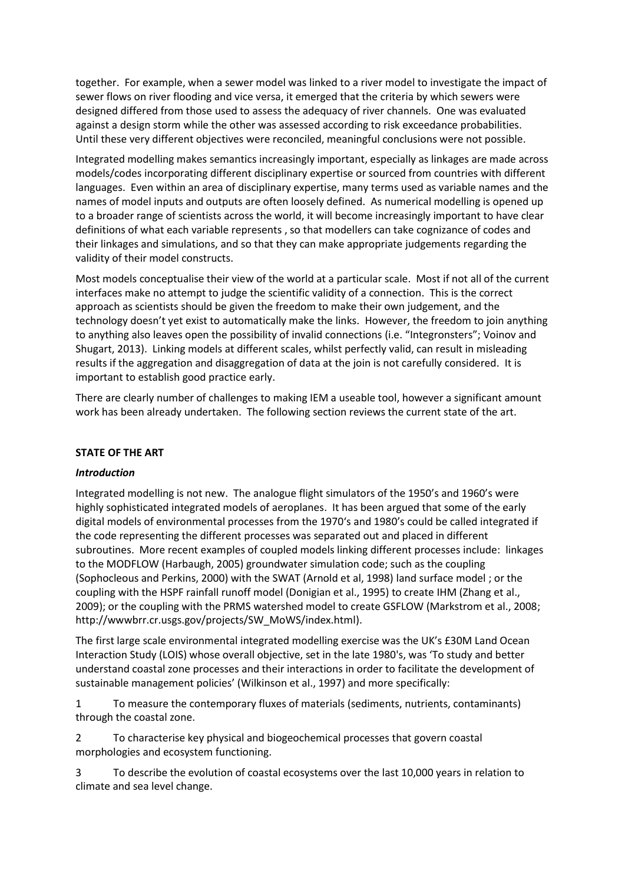together. For example, when a sewer model was linked to a river model to investigate the impact of sewer flows on river flooding and vice versa, it emerged that the criteria by which sewers were designed differed from those used to assess the adequacy of river channels. One was evaluated against a design storm while the other was assessed according to risk exceedance probabilities. Until these very different objectives were reconciled, meaningful conclusions were not possible.

Integrated modelling makes semantics increasingly important, especially as linkages are made across models/codes incorporating different disciplinary expertise or sourced from countries with different languages. Even within an area of disciplinary expertise, many terms used as variable names and the names of model inputs and outputs are often loosely defined. As numerical modelling is opened up to a broader range of scientists across the world, it will become increasingly important to have clear definitions of what each variable represents , so that modellers can take cognizance of codes and their linkages and simulations, and so that they can make appropriate judgements regarding the validity of their model constructs.

Most models conceptualise their view of the world at a particular scale. Most if not all of the current interfaces make no attempt to judge the scientific validity of a connection. This is the correct approach as scientists should be given the freedom to make their own judgement, and the technology doesn't yet exist to automatically make the links. However, the freedom to join anything to anything also leaves open the possibility of invalid connections (i.e. "Integronsters"; Voinov and Shugart, 2013). Linking models at different scales, whilst perfectly valid, can result in misleading results if the aggregation and disaggregation of data at the join is not carefully considered. It is important to establish good practice early.

There are clearly number of challenges to making IEM a useable tool, however a significant amount work has been already undertaken. The following section reviews the current state of the art.

## STATE OF THE ART

### *Introduction*

Integrated modelling is not new. The analogue flight simulators of the 1950's and 1960's were highly sophisticated integrated models of aeroplanes. It has been argued that some of the early digital models of environmental processes from the 1970's and 1980's could be called integrated if the code representing the different processes was separated out and placed in different subroutines. More recent examples of coupled models linking different processes include: linkages to the MODFLOW (Harbaugh, 2005) groundwater simulation code; such as the coupling (Sophocleous and Perkins, 2000) with the SWAT (Arnold et al, 1998) land surface model ; or the coupling with the HSPF rainfall runoff model (Donigian et al., 1995) to create IHM (Zhang et al., 2009); or the coupling with the PRMS watershed model to create GSFLOW (Markstrom et al., 2008; http://wwwbrr.cr.usgs.gov/projects/SW_MoWS/index.html).

The first large scale environmental integrated modelling exercise was the UK's £30M Land Ocean Interaction Study (LOIS) whose overall objective, set in the late 1980's, was 'To study and better understand coastal zone processes and their interactions in order to facilitate the development of sustainable management policies' (Wilkinson et al., 1997) and more specifically:

1 To measure the contemporary fluxes of materials (sediments, nutrients, contaminants) through the coastal zone.

2 To characterise key physical and biogeochemical processes that govern coastal morphologies and ecosystem functioning.

3 To describe the evolution of coastal ecosystems over the last 10,000 years in relation to climate and sea level change.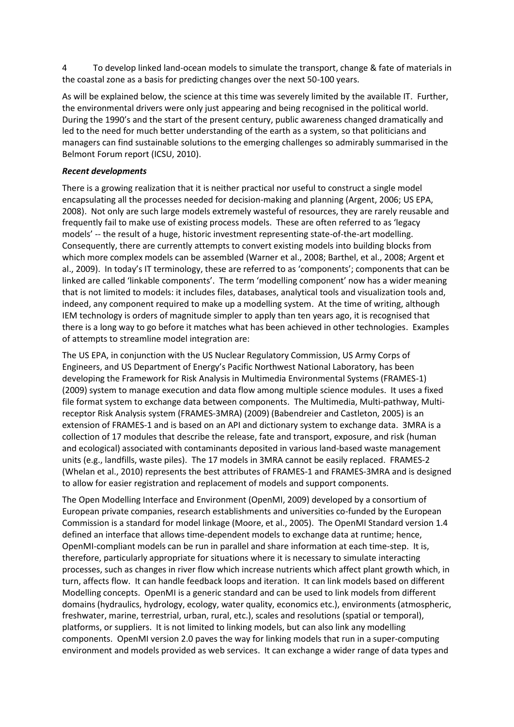4 To develop linked land-ocean models to simulate the transport, change & fate of materials in the coastal zone as a basis for predicting changes over the next 50-100 years.

As will be explained below, the science at this time was severely limited by the available IT. Further, the environmental drivers were only just appearing and being recognised in the political world. During the 1990's and the start of the present century, public awareness changed dramatically and led to the need for much better understanding of the earth as a system, so that politicians and managers can find sustainable solutions to the emerging challenges so admirably summarised in the Belmont Forum report (ICSU, 2010).

***Recent developments***

There is a growing realization that it is neither practical nor useful to construct a single model encapsulating all the processes needed for decision-making and planning (Argent, 2006; US EPA, 2008). Not only are such large models extremely wasteful of resources, they are rarely reusable and frequently fail to make use of existing process models. These are often referred to as 'legacy models' -- the result of a huge, historic investment representing state-of-the-art modelling. Consequently, there are currently attempts to convert existing models into building blocks from which more complex models can be assembled (Warner et al., 2008; Barthel, et al., 2008; Argent et al., 2009). In today's IT terminology, these are referred to as 'components'; components that can be linked are called 'linkable components'. The term 'modelling component' now has a wider meaning that is not limited to models: it includes files, databases, analytical tools and visualization tools and, indeed, any component required to make up a modelling system. At the time of writing, although IEM technology is orders of magnitude simpler to apply than ten years ago, it is recognised that there is a long way to go before it matches what has been achieved in other technologies. Examples of attempts to streamline model integration are:

The US EPA, in conjunction with the US Nuclear Regulatory Commission, US Army Corps of Engineers, and US Department of Energy's Pacific Northwest National Laboratory, has been developing the Framework for Risk Analysis in Multimedia Environmental Systems (FRAMES-1) (2009) system to manage execution and data flow among multiple science modules. It uses a fixed file format system to exchange data between components. The Multimedia, Multi-pathway, Multi-receptor Risk Analysis system (FRAMES-3MRA) (2009) (Babendreier and Castleton, 2005) is an extension of FRAMES-1 and is based on an API and dictionary system to exchange data. 3MRA is a collection of 17 modules that describe the release, fate and transport, exposure, and risk (human and ecological) associated with contaminants deposited in various land-based waste management units (e.g., landfills, waste piles). The 17 models in 3MRA cannot be easily replaced. FRAMES-2 (Whelan et al., 2010) represents the best attributes of FRAMES-1 and FRAMES-3MRA and is designed to allow for easier registration and replacement of models and support components.

The Open Modelling Interface and Environment (OpenMI, 2009) developed by a consortium of European private companies, research establishments and universities co-funded by the European Commission is a standard for model linkage (Moore, et al., 2005). The OpenMI Standard version 1.4 defined an interface that allows time-dependent models to exchange data at runtime; hence, OpenMI-compliant models can be run in parallel and share information at each time-step. It is, therefore, particularly appropriate for situations where it is necessary to simulate interacting processes, such as changes in river flow which increase nutrients which affect plant growth which, in turn, affects flow. It can handle feedback loops and iteration. It can link models based on different Modelling concepts. OpenMI is a generic standard and can be used to link models from different domains (hydraulics, hydrology, ecology, water quality, economics etc.), environments (atmospheric, freshwater, marine, terrestrial, urban, rural, etc.), scales and resolutions (spatial or temporal), platforms, or suppliers. It is not limited to linking models, but can also link any modelling components. OpenMI version 2.0 paves the way for linking models that run in a super-computing environment and models provided as web services. It can exchange a wider range of data types and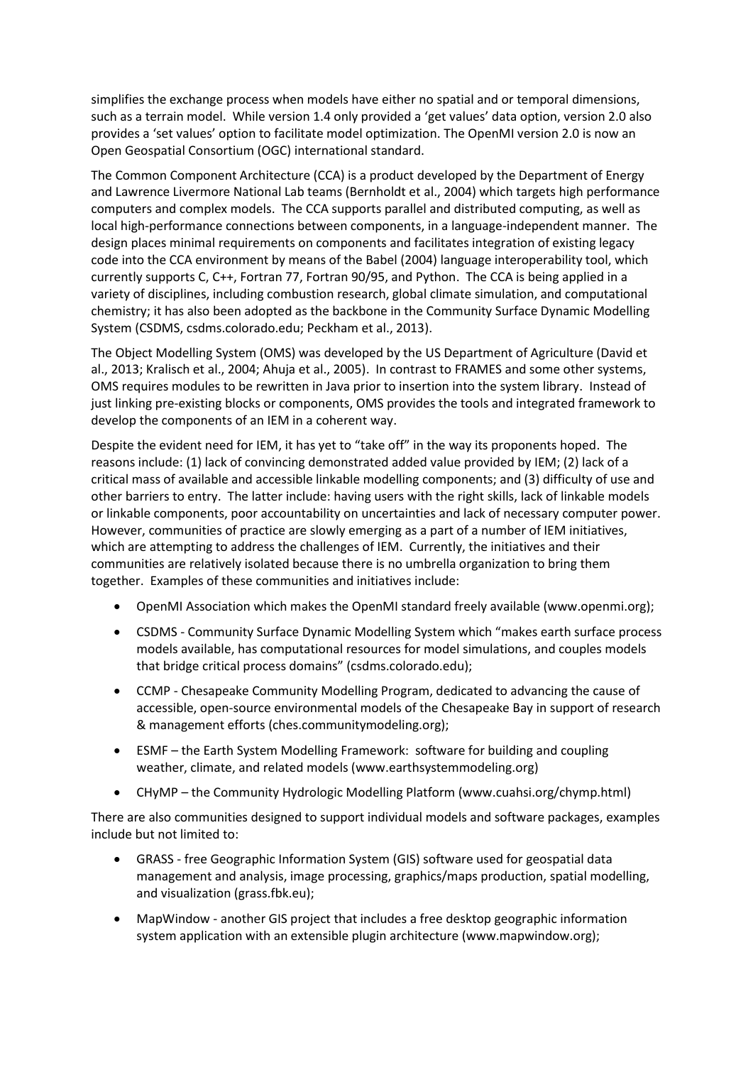simplifies the exchange process when models have either no spatial and or temporal dimensions, such as a terrain model. While version 1.4 only provided a 'get values' data option, version 2.0 also provides a 'set values' option to facilitate model optimization. The OpenMI version 2.0 is now an Open Geospatial Consortium (OGC) international standard.

The Common Component Architecture (CCA) is a product developed by the Department of Energy and Lawrence Livermore National Lab teams (Bernholdt et al., 2004) which targets high performance computers and complex models. The CCA supports parallel and distributed computing, as well as local high-performance connections between components, in a language-independent manner. The design places minimal requirements on components and facilitates integration of existing legacy code into the CCA environment by means of the Babel (2004) language interoperability tool, which currently supports C, C++, Fortran 77, Fortran 90/95, and Python. The CCA is being applied in a variety of disciplines, including combustion research, global climate simulation, and computational chemistry; it has also been adopted as the backbone in the Community Surface Dynamic Modelling System (CSDMS, csdms.colorado.edu; Peckham et al., 2013).

The Object Modelling System (OMS) was developed by the US Department of Agriculture (David et al., 2013; Kralisch et al., 2004; Ahuja et al., 2005). In contrast to FRAMES and some other systems, OMS requires modules to be rewritten in Java prior to insertion into the system library. Instead of just linking pre-existing blocks or components, OMS provides the tools and integrated framework to develop the components of an IEM in a coherent way.

Despite the evident need for IEM, it has yet to "take off" in the way its proponents hoped. The reasons include: (1) lack of convincing demonstrated added value provided by IEM; (2) lack of a critical mass of available and accessible linkable modelling components; and (3) difficulty of use and other barriers to entry. The latter include: having users with the right skills, lack of linkable models or linkable components, poor accountability on uncertainties and lack of necessary computer power. However, communities of practice are slowly emerging as a part of a number of IEM initiatives, which are attempting to address the challenges of IEM. Currently, the initiatives and their communities are relatively isolated because there is no umbrella organization to bring them together. Examples of these communities and initiatives include:

- OpenMI Association which makes the OpenMI standard freely available (www.openmi.org);
- CSDMS - Community Surface Dynamic Modelling System which "makes earth surface process models available, has computational resources for model simulations, and couples models that bridge critical process domains" (csdms.colorado.edu);
- CCMP - Chesapeake Community Modelling Program, dedicated to advancing the cause of accessible, open-source environmental models of the Chesapeake Bay in support of research & management efforts (ches.communitymodeling.org);
- ESMF – the Earth System Modelling Framework: software for building and coupling weather, climate, and related models (www.earthsystemmodeling.org)
- CHyMP – the Community Hydrologic Modelling Platform (www.cuahsi.org/chymp.html)

There are also communities designed to support individual models and software packages, examples include but not limited to:

- GRASS - free Geographic Information System (GIS) software used for geospatial data management and analysis, image processing, graphics/maps production, spatial modelling, and visualization (grass.fbk.eu);
- MapWindow - another GIS project that includes a free desktop geographic information system application with an extensible plugin architecture (www.mapwindow.org);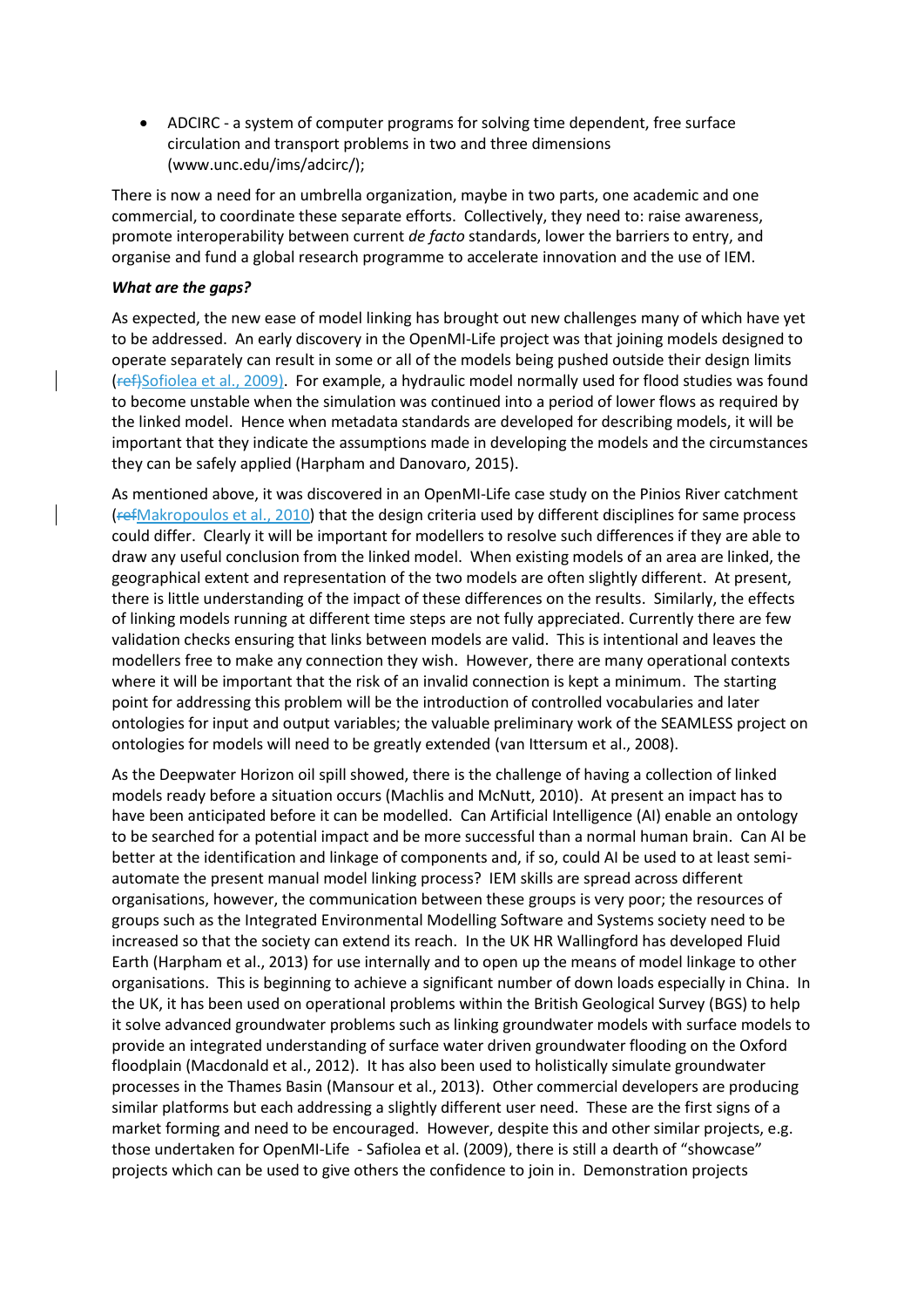- ADCIRC - a system of computer programs for solving time dependent, free surface circulation and transport problems in two and three dimensions (www.unc.edu/ims/adcirc/);

There is now a need for an umbrella organization, maybe in two parts, one academic and one commercial, to coordinate these separate efforts. Collectively, they need to: raise awareness, promote interoperability between current *de facto* standards, lower the barriers to entry, and organise and fund a global research programme to accelerate innovation and the use of IEM.

***What are the gaps?***

As expected, the new ease of model linking has brought out new challenges many of which have yet to be addressed. An early discovery in the OpenMI-Life project was that joining models designed to operate separately can result in some or all of the models being pushed outside their design limits (~~ref~~Sofiolea et al., 2009). For example, a hydraulic model normally used for flood studies was found to become unstable when the simulation was continued into a period of lower flows as required by the linked model. Hence when metadata standards are developed for describing models, it will be important that they indicate the assumptions made in developing the models and the circumstances they can be safely applied (Harpham and Danovaro, 2015).

As mentioned above, it was discovered in an OpenMI-Life case study on the Pinios River catchment (~~ref~~Makropoulos et al., 2010) that the design criteria used by different disciplines for same process could differ. Clearly it will be important for modellers to resolve such differences if they are able to draw any useful conclusion from the linked model. When existing models of an area are linked, the geographical extent and representation of the two models are often slightly different. At present, there is little understanding of the impact of these differences on the results. Similarly, the effects of linking models running at different time steps are not fully appreciated. Currently there are few validation checks ensuring that links between models are valid. This is intentional and leaves the modellers free to make any connection they wish. However, there are many operational contexts where it will be important that the risk of an invalid connection is kept a minimum. The starting point for addressing this problem will be the introduction of controlled vocabularies and later ontologies for input and output variables; the valuable preliminary work of the SEAMLESS project on ontologies for models will need to be greatly extended (van Ittersum et al., 2008).

As the Deepwater Horizon oil spill showed, there is the challenge of having a collection of linked models ready before a situation occurs (Machlis and McNutt, 2010). At present an impact has to have been anticipated before it can be modelled. Can Artificial Intelligence (AI) enable an ontology to be searched for a potential impact and be more successful than a normal human brain. Can AI be better at the identification and linkage of components and, if so, could AI be used to at least semi-automate the present manual model linking process? IEM skills are spread across different organisations, however, the communication between these groups is very poor; the resources of groups such as the Integrated Environmental Modelling Software and Systems society need to be increased so that the society can extend its reach. In the UK HR Wallingford has developed Fluid Earth (Harpham et al., 2013) for use internally and to open up the means of model linkage to other organisations. This is beginning to achieve a significant number of down loads especially in China. In the UK, it has been used on operational problems within the British Geological Survey (BGS) to help it solve advanced groundwater problems such as linking groundwater models with surface models to provide an integrated understanding of surface water driven groundwater flooding on the Oxford floodplain (Macdonald et al., 2012). It has also been used to holistically simulate groundwater processes in the Thames Basin (Mansour et al., 2013). Other commercial developers are producing similar platforms but each addressing a slightly different user need. These are the first signs of a market forming and need to be encouraged. However, despite this and other similar projects, e.g. those undertaken for OpenMI-Life - Safiolea et al. (2009), there is still a dearth of "showcase" projects which can be used to give others the confidence to join in. Demonstration projects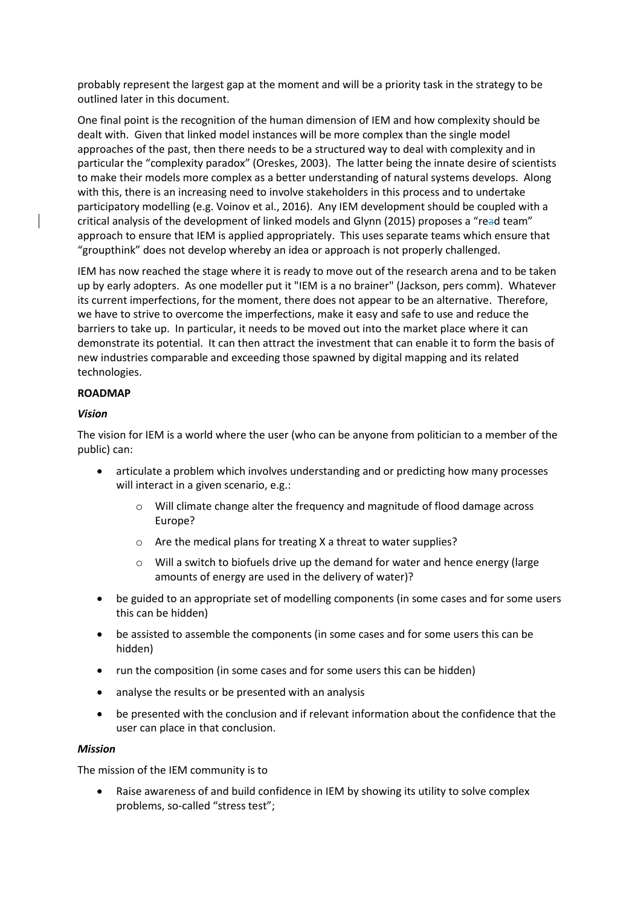probably represent the largest gap at the moment and will be a priority task in the strategy to be outlined later in this document.

One final point is the recognition of the human dimension of IEM and how complexity should be dealt with. Given that linked model instances will be more complex than the single model approaches of the past, then there needs to be a structured way to deal with complexity and in particular the "complexity paradox" (Oreskes, 2003). The latter being the innate desire of scientists to make their models more complex as a better understanding of natural systems develops. Along with this, there is an increasing need to involve stakeholders in this process and to undertake participatory modelling (e.g. Voinov et al., 2016). Any IEM development should be coupled with a critical analysis of the development of linked models and Glynn (2015) proposes a "red team" approach to ensure that IEM is applied appropriately. This uses separate teams which ensure that "groupthink" does not develop whereby an idea or approach is not properly challenged.

IEM has now reached the stage where it is ready to move out of the research arena and to be taken up by early adopters. As one modeller put it "IEM is a no brainer" (Jackson, pers comm). Whatever its current imperfections, for the moment, there does not appear to be an alternative. Therefore, we have to strive to overcome the imperfections, make it easy and safe to use and reduce the barriers to take up. In particular, it needs to be moved out into the market place where it can demonstrate its potential. It can then attract the investment that can enable it to form the basis of new industries comparable and exceeding those spawned by digital mapping and its related technologies.

**ROADMAP**

***Vision***

The vision for IEM is a world where the user (who can be anyone from politician to a member of the public) can:

- articulate a problem which involves understanding and or predicting how many processes will interact in a given scenario, e.g.:
    - Will climate change alter the frequency and magnitude of flood damage across Europe?
    - Are the medical plans for treating X a threat to water supplies?
    - Will a switch to biofuels drive up the demand for water and hence energy (large amounts of energy are used in the delivery of water)?
- be guided to an appropriate set of modelling components (in some cases and for some users this can be hidden)
- be assisted to assemble the components (in some cases and for some users this can be hidden)
- run the composition (in some cases and for some users this can be hidden)
- analyse the results or be presented with an analysis
- be presented with the conclusion and if relevant information about the confidence that the user can place in that conclusion.

***Mission***

The mission of the IEM community is to

- Raise awareness of and build confidence in IEM by showing its utility to solve complex problems, so-called "stress test";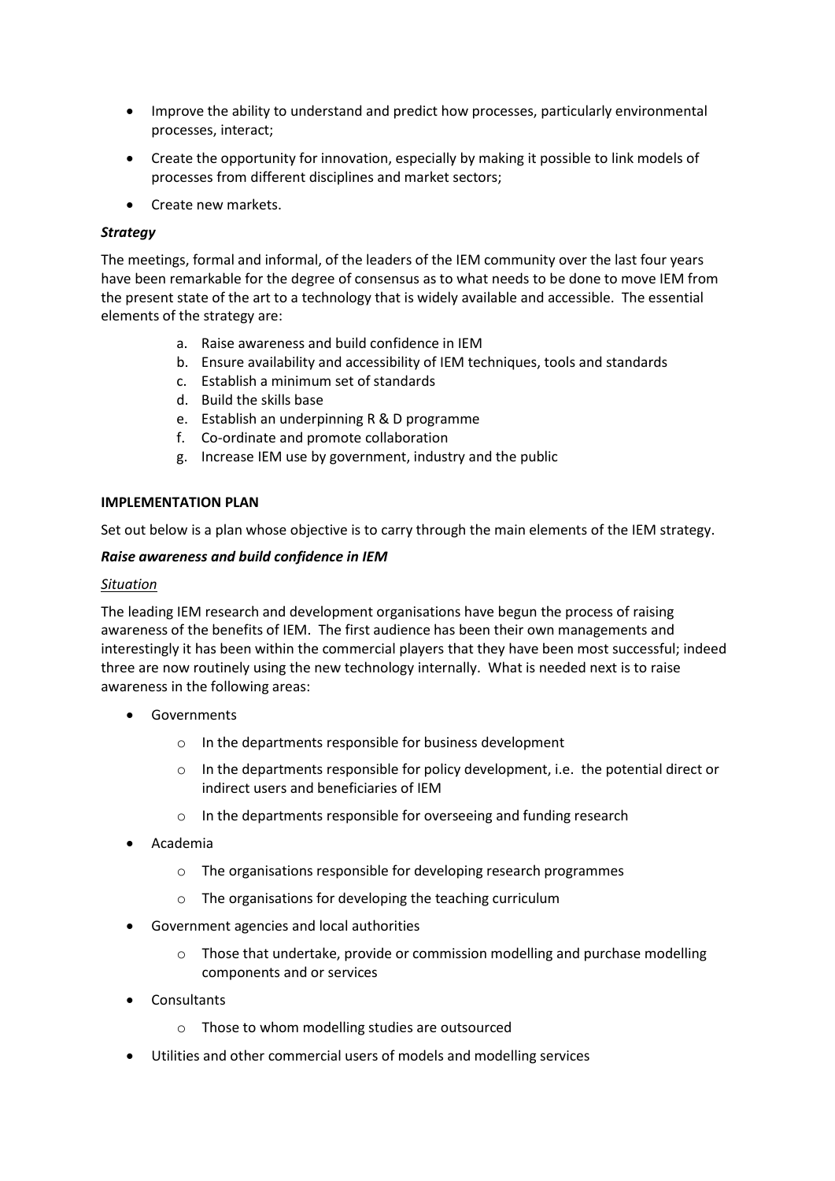- Improve the ability to understand and predict how processes, particularly environmental processes, interact;
- Create the opportunity for innovation, especially by making it possible to link models of processes from different disciplines and market sectors;
- Create new markets.

***Strategy***

The meetings, formal and informal, of the leaders of the IEM community over the last four years have been remarkable for the degree of consensus as to what needs to be done to move IEM from the present state of the art to a technology that is widely available and accessible. The essential elements of the strategy are:

a. Raise awareness and build confidence in IEM
b. Ensure availability and accessibility of IEM techniques, tools and standards
c. Establish a minimum set of standards
d. Build the skills base
e. Establish an underpinning R & D programme
f. Co-ordinate and promote collaboration
g. Increase IEM use by government, industry and the public

**IMPLEMENTATION PLAN**

Set out below is a plan whose objective is to carry through the main elements of the IEM strategy.

***Raise awareness and build confidence in IEM***

<u>Situation</u>

The leading IEM research and development organisations have begun the process of raising awareness of the benefits of IEM. The first audience has been their own managements and interestingly it has been within the commercial players that they have been most successful; indeed three are now routinely using the new technology internally. What is needed next is to raise awareness in the following areas:

- Governments
  - In the departments responsible for business development
  - In the departments responsible for policy development, i.e. the potential direct or indirect users and beneficiaries of IEM
  - In the departments responsible for overseeing and funding research
- Academia
  - The organisations responsible for developing research programmes
  - The organisations for developing the teaching curriculum
- Government agencies and local authorities
  - Those that undertake, provide or commission modelling and purchase modelling components and or services
- Consultants
  - Those to whom modelling studies are outsourced
- Utilities and other commercial users of models and modelling services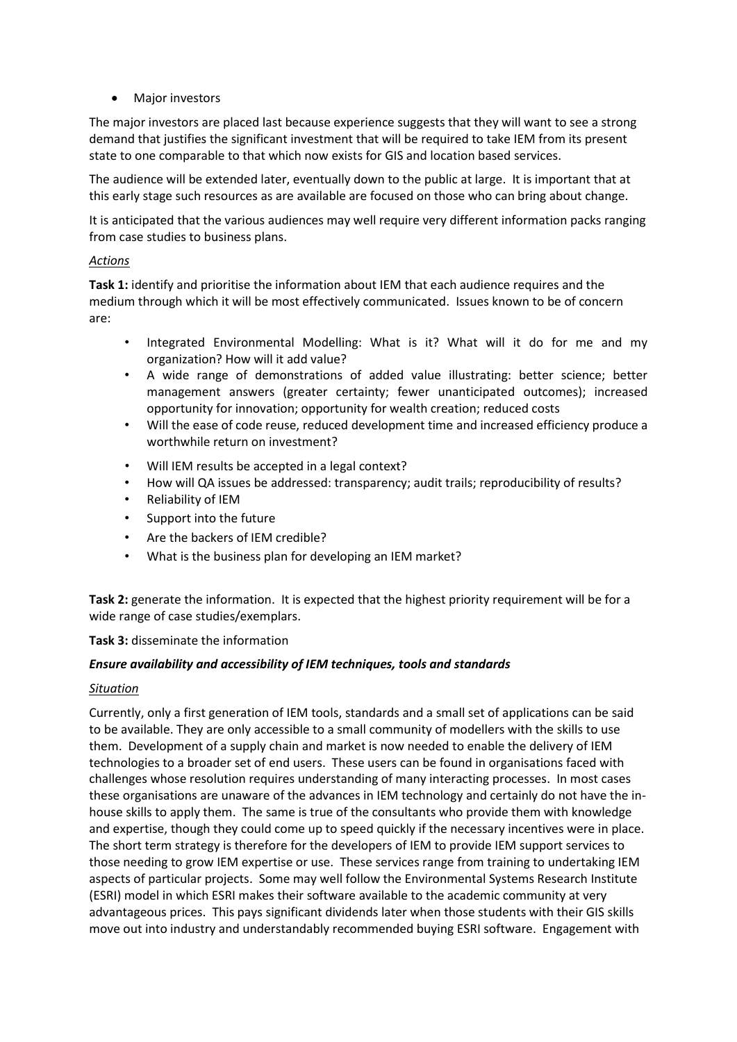- Major investors

The major investors are placed last because experience suggests that they will want to see a strong demand that justifies the significant investment that will be required to take IEM from its present state to one comparable to that which now exists for GIS and location based services.

The audience will be extended later, eventually down to the public at large. It is important that at this early stage such resources as are available are focused on those who can bring about change.

It is anticipated that the various audiences may well require very different information packs ranging from case studies to business plans.

*Actions*

**Task 1:** identify and prioritise the information about IEM that each audience requires and the medium through which it will be most effectively communicated. Issues known to be of concern are:

- Integrated Environmental Modelling: What is it? What will it do for me and my organization? How will it add value?
- A wide range of demonstrations of added value illustrating: better science; better management answers (greater certainty; fewer unanticipated outcomes); increased opportunity for innovation; opportunity for wealth creation; reduced costs
- Will the ease of code reuse, reduced development time and increased efficiency produce a worthwhile return on investment?
- Will IEM results be accepted in a legal context?
- How will QA issues be addressed: transparency; audit trails; reproducibility of results?
- Reliability of IEM
- Support into the future
- Are the backers of IEM credible?
- What is the business plan for developing an IEM market?

**Task 2:** generate the information. It is expected that the highest priority requirement will be for a wide range of case studies/exemplars.

**Task 3:** disseminate the information

***Ensure availability and accessibility of IEM techniques, tools and standards***

*Situation*

Currently, only a first generation of IEM tools, standards and a small set of applications can be said to be available. They are only accessible to a small community of modellers with the skills to use them. Development of a supply chain and market is now needed to enable the delivery of IEM technologies to a broader set of end users. These users can be found in organisations faced with challenges whose resolution requires understanding of many interacting processes. In most cases these organisations are unaware of the advances in IEM technology and certainly do not have the in-house skills to apply them. The same is true of the consultants who provide them with knowledge and expertise, though they could come up to speed quickly if the necessary incentives were in place. The short term strategy is therefore for the developers of IEM to provide IEM support services to those needing to grow IEM expertise or use. These services range from training to undertaking IEM aspects of particular projects. Some may well follow the Environmental Systems Research Institute (ESRI) model in which ESRI makes their software available to the academic community at very advantageous prices. This pays significant dividends later when those students with their GIS skills move out into industry and understandably recommended buying ESRI software. Engagement with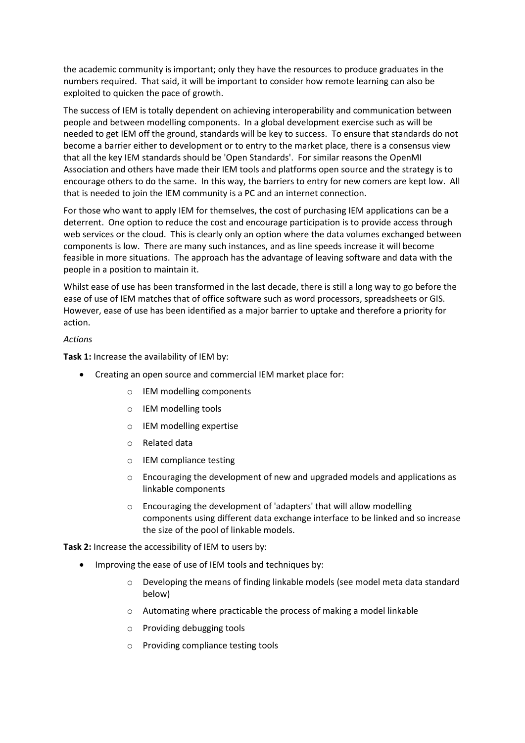the academic community is important; only they have the resources to produce graduates in the numbers required. That said, it will be important to consider how remote learning can also be exploited to quicken the pace of growth.

The success of IEM is totally dependent on achieving interoperability and communication between people and between modelling components. In a global development exercise such as will be needed to get IEM off the ground, standards will be key to success. To ensure that standards do not become a barrier either to development or to entry to the market place, there is a consensus view that all the key IEM standards should be 'Open Standards'. For similar reasons the OpenMI Association and others have made their IEM tools and platforms open source and the strategy is to encourage others to do the same. In this way, the barriers to entry for new comers are kept low. All that is needed to join the IEM community is a PC and an internet connection.

For those who want to apply IEM for themselves, the cost of purchasing IEM applications can be a deterrent. One option to reduce the cost and encourage participation is to provide access through web services or the cloud. This is clearly only an option where the data volumes exchanged between components is low. There are many such instances, and as line speeds increase it will become feasible in more situations. The approach has the advantage of leaving software and data with the people in a position to maintain it.

Whilst ease of use has been transformed in the last decade, there is still a long way to go before the ease of use of IEM matches that of office software such as word processors, spreadsheets or GIS. However, ease of use has been identified as a major barrier to uptake and therefore a priority for action.

*Actions*

**Task 1:** Increase the availability of IEM by:

- Creating an open source and commercial IEM market place for:
  - IEM modelling components
  - IEM modelling tools
  - IEM modelling expertise
  - Related data
  - IEM compliance testing
  - Encouraging the development of new and upgraded models and applications as linkable components
  - Encouraging the development of 'adapters' that will allow modelling components using different data exchange interface to be linked and so increase the size of the pool of linkable models.

**Task 2:** Increase the accessibility of IEM to users by:

- Improving the ease of use of IEM tools and techniques by:
  - Developing the means of finding linkable models (see model meta data standard below)
  - Automating where practicable the process of making a model linkable
  - Providing debugging tools
  - Providing compliance testing tools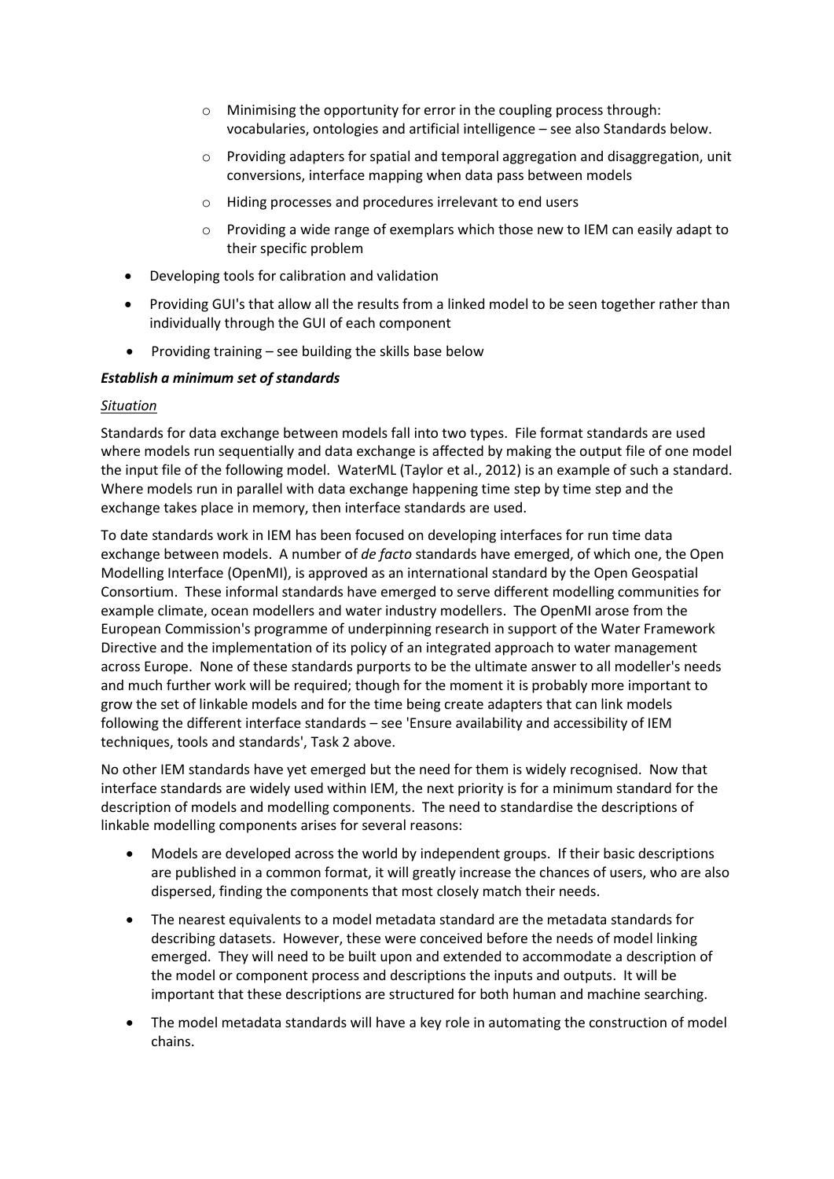- Minimising the opportunity for error in the coupling process through: vocabularies, ontologies and artificial intelligence – see also Standards below.
    - Providing adapters for spatial and temporal aggregation and disaggregation, unit conversions, interface mapping when data pass between models
    - Hiding processes and procedures irrelevant to end users
    - Providing a wide range of exemplars which those new to IEM can easily adapt to their specific problem
- Developing tools for calibration and validation
- Providing GUI's that allow all the results from a linked model to be seen together rather than individually through the GUI of each component
- Providing training – see building the skills base below

***Establish a minimum set of standards***

*Situation*

Standards for data exchange between models fall into two types. File format standards are used where models run sequentially and data exchange is affected by making the output file of one model the input file of the following model. WaterML (Taylor et al., 2012) is an example of such a standard. Where models run in parallel with data exchange happening time step by time step and the exchange takes place in memory, then interface standards are used.

To date standards work in IEM has been focused on developing interfaces for run time data exchange between models. A number of *de facto* standards have emerged, of which one, the Open Modelling Interface (OpenMI), is approved as an international standard by the Open Geospatial Consortium. These informal standards have emerged to serve different modelling communities for example climate, ocean modellers and water industry modellers. The OpenMI arose from the European Commission's programme of underpinning research in support of the Water Framework Directive and the implementation of its policy of an integrated approach to water management across Europe. None of these standards purports to be the ultimate answer to all modeller's needs and much further work will be required; though for the moment it is probably more important to grow the set of linkable models and for the time being create adapters that can link models following the different interface standards – see 'Ensure availability and accessibility of IEM techniques, tools and standards', Task 2 above.

No other IEM standards have yet emerged but the need for them is widely recognised. Now that interface standards are widely used within IEM, the next priority is for a minimum standard for the description of models and modelling components. The need to standardise the descriptions of linkable modelling components arises for several reasons:

- Models are developed across the world by independent groups. If their basic descriptions are published in a common format, it will greatly increase the chances of users, who are also dispersed, finding the components that most closely match their needs.
- The nearest equivalents to a model metadata standard are the metadata standards for describing datasets. However, these were conceived before the needs of model linking emerged. They will need to be built upon and extended to accommodate a description of the model or component process and descriptions the inputs and outputs. It will be important that these descriptions are structured for both human and machine searching.
- The model metadata standards will have a key role in automating the construction of model chains.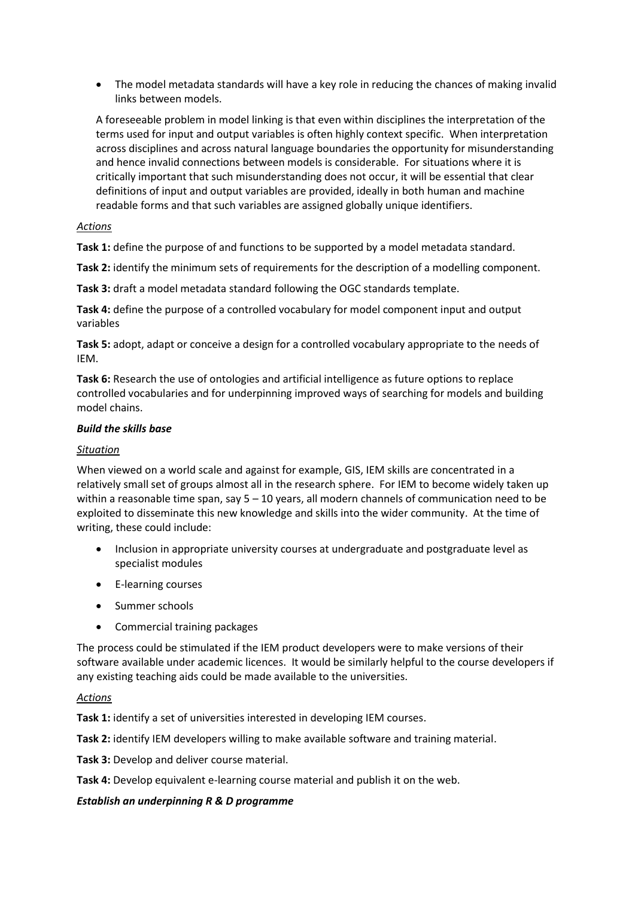- The model metadata standards will have a key role in reducing the chances of making invalid links between models.

A foreseeable problem in model linking is that even within disciplines the interpretation of the terms used for input and output variables is often highly context specific. When interpretation across disciplines and across natural language boundaries the opportunity for misunderstanding and hence invalid connections between models is considerable. For situations where it is critically important that such misunderstanding does not occur, it will be essential that clear definitions of input and output variables are provided, ideally in both human and machine readable forms and that such variables are assigned globally unique identifiers.

*Actions*

**Task 1:** define the purpose of and functions to be supported by a model metadata standard.

**Task 2:** identify the minimum sets of requirements for the description of a modelling component.

**Task 3:** draft a model metadata standard following the OGC standards template.

**Task 4:** define the purpose of a controlled vocabulary for model component input and output variables

**Task 5:** adopt, adapt or conceive a design for a controlled vocabulary appropriate to the needs of IEM.

**Task 6:** Research the use of ontologies and artificial intelligence as future options to replace controlled vocabularies and for underpinning improved ways of searching for models and building model chains.

***Build the skills base***

*Situation*

When viewed on a world scale and against for example, GIS, IEM skills are concentrated in a relatively small set of groups almost all in the research sphere. For IEM to become widely taken up within a reasonable time span, say 5 – 10 years, all modern channels of communication need to be exploited to disseminate this new knowledge and skills into the wider community. At the time of writing, these could include:

- Inclusion in appropriate university courses at undergraduate and postgraduate level as specialist modules
- E-learning courses
- Summer schools
- Commercial training packages

The process could be stimulated if the IEM product developers were to make versions of their software available under academic licences. It would be similarly helpful to the course developers if any existing teaching aids could be made available to the universities.

*Actions*

**Task 1:** identify a set of universities interested in developing IEM courses.

**Task 2:** identify IEM developers willing to make available software and training material.

**Task 3:** Develop and deliver course material.

**Task 4:** Develop equivalent e-learning course material and publish it on the web.

***Establish an underpinning R & D programme***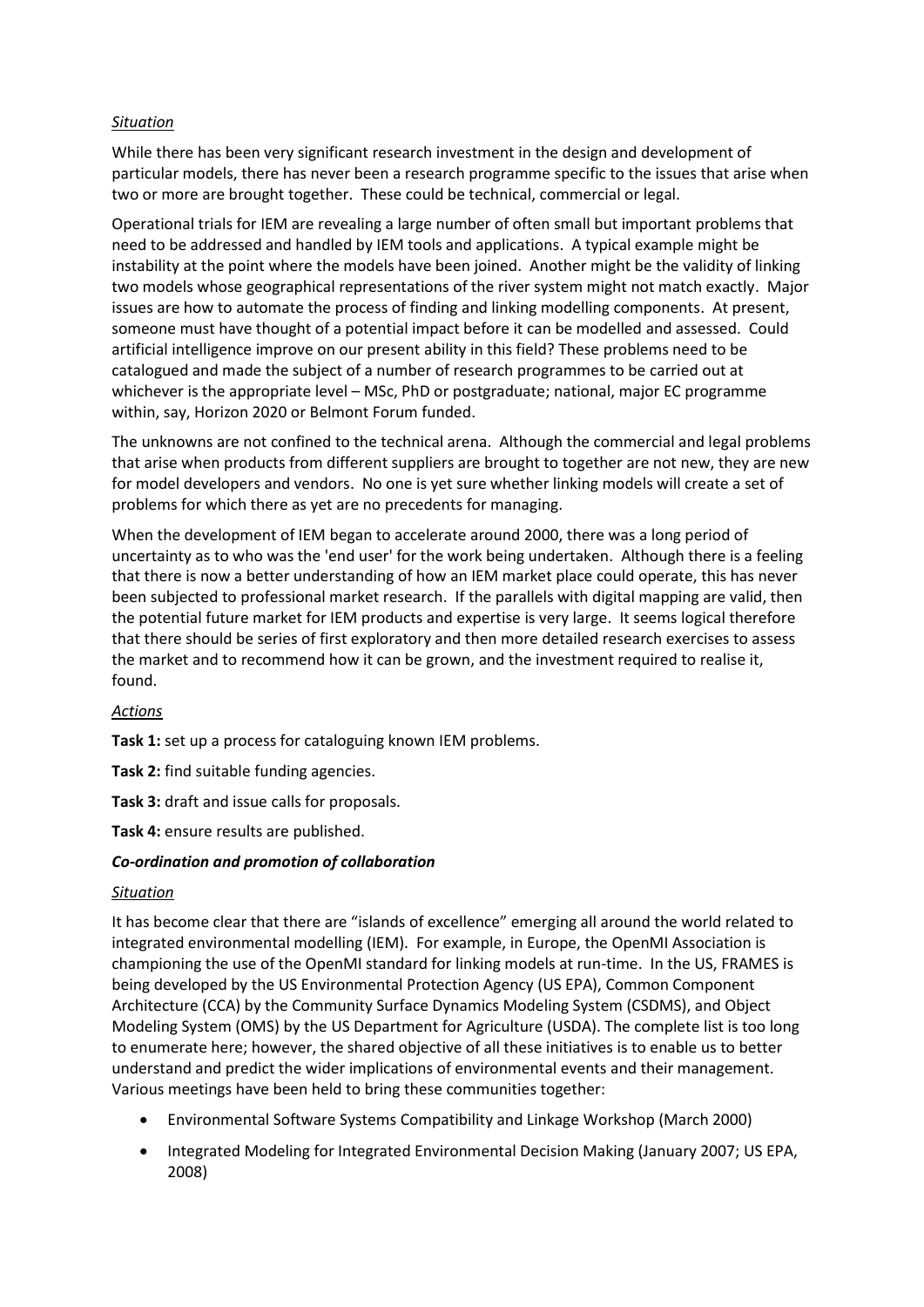*Situation*

While there has been very significant research investment in the design and development of particular models, there has never been a research programme specific to the issues that arise when two or more are brought together. These could be technical, commercial or legal.

Operational trials for IEM are revealing a large number of often small but important problems that need to be addressed and handled by IEM tools and applications. A typical example might be instability at the point where the models have been joined. Another might be the validity of linking two models whose geographical representations of the river system might not match exactly. Major issues are how to automate the process of finding and linking modelling components. At present, someone must have thought of a potential impact before it can be modelled and assessed. Could artificial intelligence improve on our present ability in this field? These problems need to be catalogued and made the subject of a number of research programmes to be carried out at whichever is the appropriate level – MSc, PhD or postgraduate; national, major EC programme within, say, Horizon 2020 or Belmont Forum funded.

The unknowns are not confined to the technical arena. Although the commercial and legal problems that arise when products from different suppliers are brought to together are not new, they are new for model developers and vendors. No one is yet sure whether linking models will create a set of problems for which there as yet are no precedents for managing.

When the development of IEM began to accelerate around 2000, there was a long period of uncertainty as to who was the 'end user' for the work being undertaken. Although there is a feeling that there is now a better understanding of how an IEM market place could operate, this has never been subjected to professional market research. If the parallels with digital mapping are valid, then the potential future market for IEM products and expertise is very large. It seems logical therefore that there should be series of first exploratory and then more detailed research exercises to assess the market and to recommend how it can be grown, and the investment required to realise it, found.

*Actions*

**Task 1:** set up a process for cataloguing known IEM problems.

**Task 2:** find suitable funding agencies.

**Task 3:** draft and issue calls for proposals.

**Task 4:** ensure results are published.

***Co-ordination and promotion of collaboration***

*Situation*

It has become clear that there are "islands of excellence" emerging all around the world related to integrated environmental modelling (IEM). For example, in Europe, the OpenMI Association is championing the use of the OpenMI standard for linking models at run-time. In the US, FRAMES is being developed by the US Environmental Protection Agency (US EPA), Common Component Architecture (CCA) by the Community Surface Dynamics Modeling System (CSDMS), and Object Modeling System (OMS) by the US Department for Agriculture (USDA). The complete list is too long to enumerate here; however, the shared objective of all these initiatives is to enable us to better understand and predict the wider implications of environmental events and their management. Various meetings have been held to bring these communities together:

- Environmental Software Systems Compatibility and Linkage Workshop (March 2000)
- Integrated Modeling for Integrated Environmental Decision Making (January 2007; US EPA, 2008)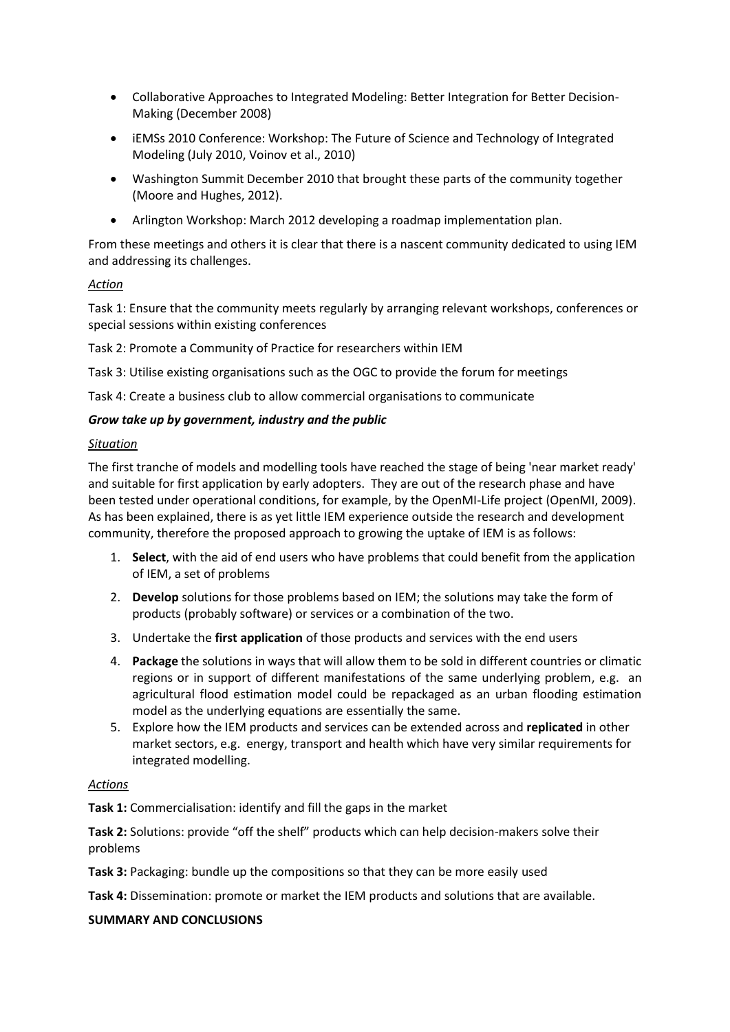- Collaborative Approaches to Integrated Modeling: Better Integration for Better Decision-Making (December 2008)
- iEMSs 2010 Conference: Workshop: The Future of Science and Technology of Integrated Modeling (July 2010, Voinov et al., 2010)
- Washington Summit December 2010 that brought these parts of the community together (Moore and Hughes, 2012).
- Arlington Workshop: March 2012 developing a roadmap implementation plan.

From these meetings and others it is clear that there is a nascent community dedicated to using IEM and addressing its challenges.

*Action*

Task 1: Ensure that the community meets regularly by arranging relevant workshops, conferences or special sessions within existing conferences

Task 2: Promote a Community of Practice for researchers within IEM

Task 3: Utilise existing organisations such as the OGC to provide the forum for meetings

Task 4: Create a business club to allow commercial organisations to communicate

***Grow take up by government, industry and the public***

*Situation*

The first tranche of models and modelling tools have reached the stage of being 'near market ready' and suitable for first application by early adopters. They are out of the research phase and have been tested under operational conditions, for example, by the OpenMI-Life project (OpenMI, 2009). As has been explained, there is as yet little IEM experience outside the research and development community, therefore the proposed approach to growing the uptake of IEM is as follows:

1. **Select**, with the aid of end users who have problems that could benefit from the application of IEM, a set of problems
2. **Develop** solutions for those problems based on IEM; the solutions may take the form of products (probably software) or services or a combination of the two.
3. Undertake the **first application** of those products and services with the end users
4. **Package** the solutions in ways that will allow them to be sold in different countries or climatic regions or in support of different manifestations of the same underlying problem, e.g. an agricultural flood estimation model could be repackaged as an urban flooding estimation model as the underlying equations are essentially the same.
5. Explore how the IEM products and services can be extended across and **replicated** in other market sectors, e.g. energy, transport and health which have very similar requirements for integrated modelling.

*Actions*

**Task 1:** Commercialisation: identify and fill the gaps in the market

**Task 2:** Solutions: provide "off the shelf" products which can help decision-makers solve their problems

**Task 3:** Packaging: bundle up the compositions so that they can be more easily used

**Task 4:** Dissemination: promote or market the IEM products and solutions that are available.

**SUMMARY AND CONCLUSIONS**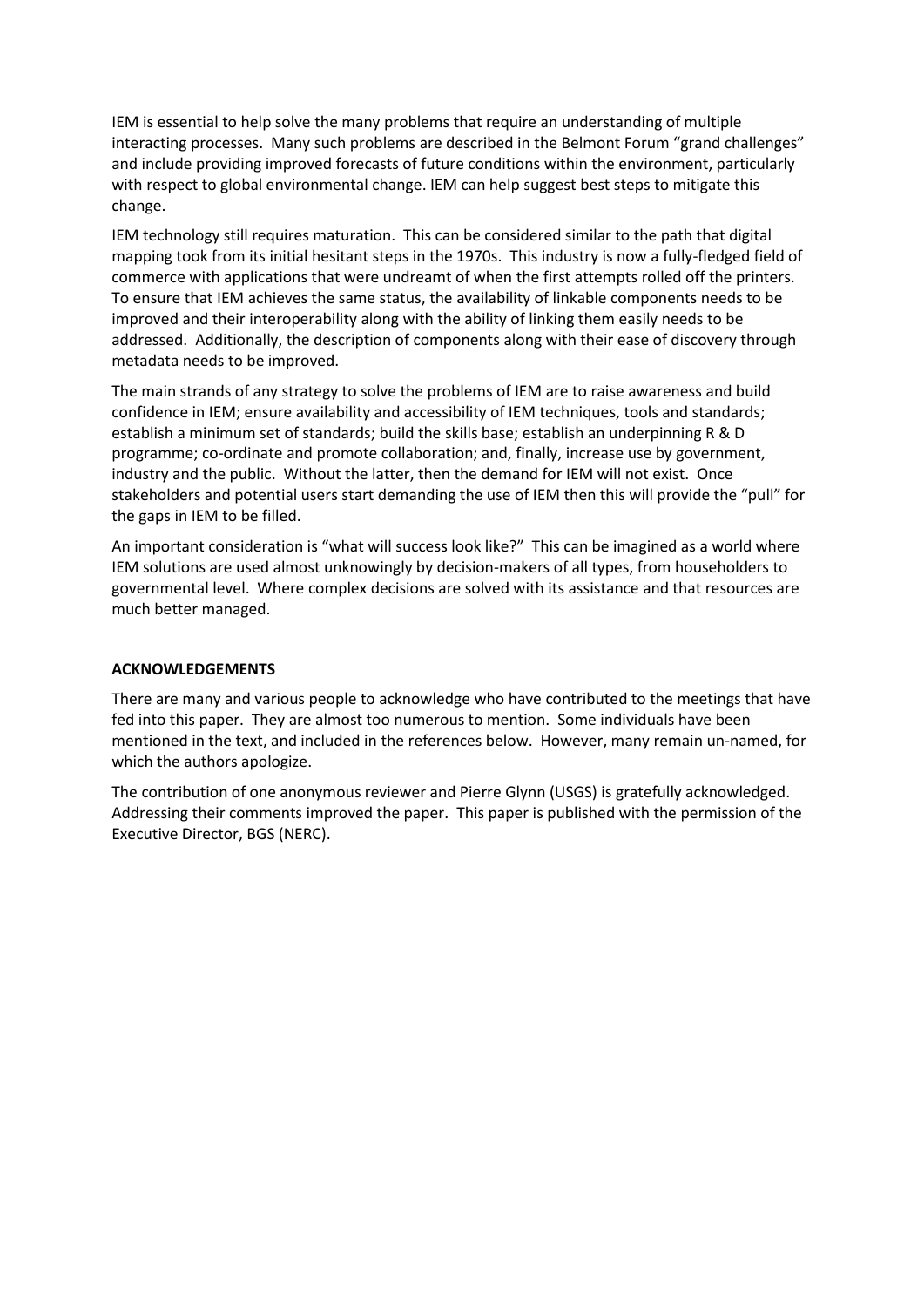IEM is essential to help solve the many problems that require an understanding of multiple interacting processes. Many such problems are described in the Belmont Forum "grand challenges" and include providing improved forecasts of future conditions within the environment, particularly with respect to global environmental change. IEM can help suggest best steps to mitigate this change.

IEM technology still requires maturation. This can be considered similar to the path that digital mapping took from its initial hesitant steps in the 1970s. This industry is now a fully-fledged field of commerce with applications that were undreamt of when the first attempts rolled off the printers. To ensure that IEM achieves the same status, the availability of linkable components needs to be improved and their interoperability along with the ability of linking them easily needs to be addressed. Additionally, the description of components along with their ease of discovery through metadata needs to be improved.

The main strands of any strategy to solve the problems of IEM are to raise awareness and build confidence in IEM; ensure availability and accessibility of IEM techniques, tools and standards; establish a minimum set of standards; build the skills base; establish an underpinning R & D programme; co-ordinate and promote collaboration; and, finally, increase use by government, industry and the public. Without the latter, then the demand for IEM will not exist. Once stakeholders and potential users start demanding the use of IEM then this will provide the "pull" for the gaps in IEM to be filled.

An important consideration is "what will success look like?" This can be imagined as a world where IEM solutions are used almost unknowingly by decision-makers of all types, from householders to governmental level. Where complex decisions are solved with its assistance and that resources are much better managed.

**ACKNOWLEDGEMENTS**

There are many and various people to acknowledge who have contributed to the meetings that have fed into this paper. They are almost too numerous to mention. Some individuals have been mentioned in the text, and included in the references below. However, many remain un-named, for which the authors apologize.

The contribution of one anonymous reviewer and Pierre Glynn (USGS) is gratefully acknowledged. Addressing their comments improved the paper. This paper is published with the permission of the Executive Director, BGS (NERC).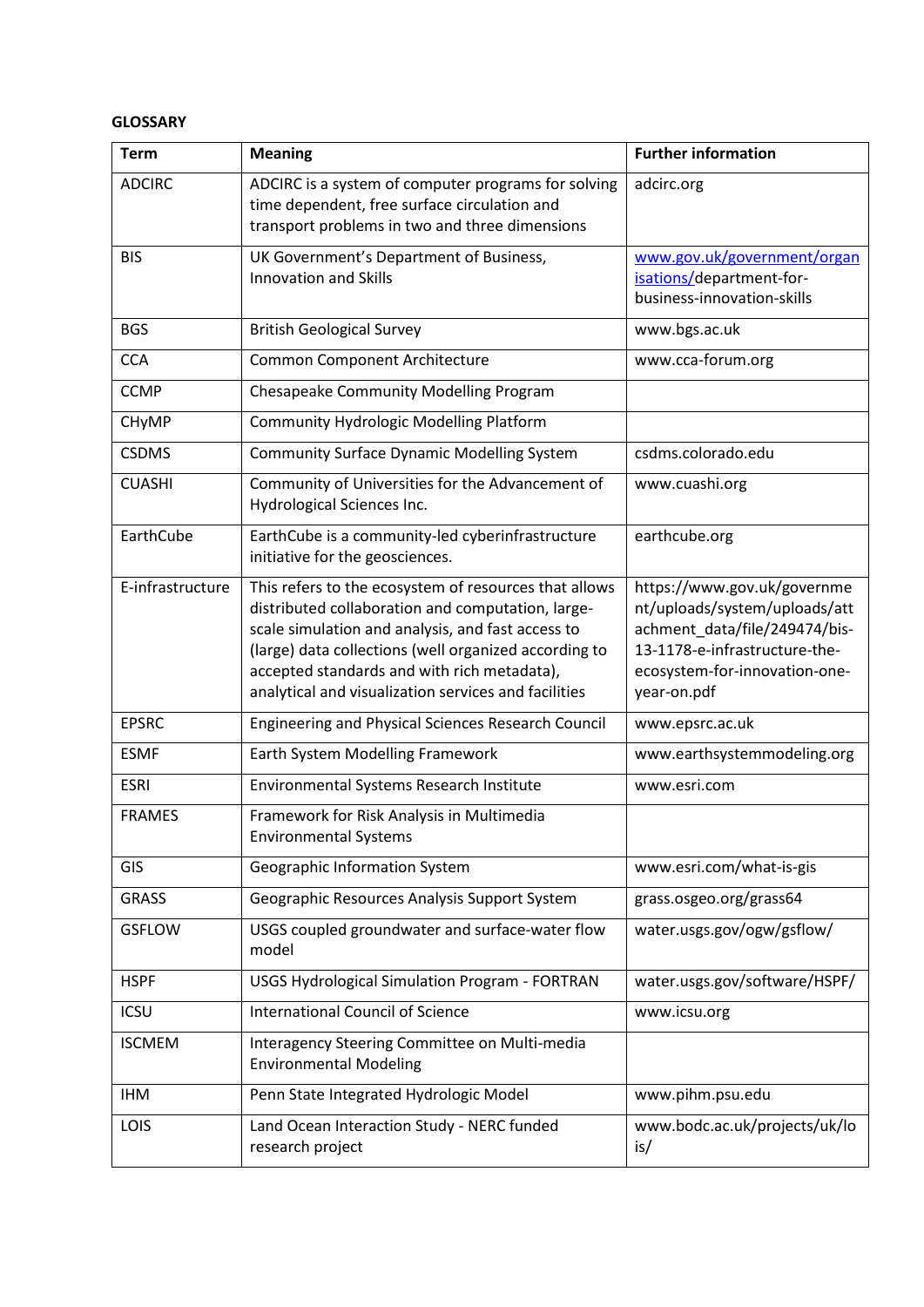**GLOSSARY**

| Term | Meaning | Further information |
|---|---|---|
| ADCIRC | ADCIRC is a system of computer programs for solving time dependent, free surface circulation and transport problems in two and three dimensions | adcirc.org |
| BIS | UK Government's Department of Business, Innovation and Skills | www.gov.uk/government/organisations/department-for-business-innovation-skills |
| BGS | British Geological Survey | www.bgs.ac.uk |
| CCA | Common Component Architecture | www.cca-forum.org |
| CCMP | Chesapeake Community Modelling Program | |
| CHyMP | Community Hydrologic Modelling Platform | |
| CSDMS | Community Surface Dynamic Modelling System | csdms.colorado.edu |
| CUASHI | Community of Universities for the Advancement of Hydrological Sciences Inc. | www.cuashi.org |
| EarthCube | EarthCube is a community-led cyberinfrastructure initiative for the geosciences. | earthcube.org |
| E-infrastructure | This refers to the ecosystem of resources that allows distributed collaboration and computation, large-scale simulation and analysis, and fast access to (large) data collections (well organized according to accepted standards and with rich metadata), analytical and visualization services and facilities | https://www.gov.uk/government/uploads/system/uploads/attachment_data/file/249474/bis-13-1178-e-infrastructure-the-ecosystem-for-innovation-one-year-on.pdf |
| EPSRC | Engineering and Physical Sciences Research Council | www.epsrc.ac.uk |
| ESMF | Earth System Modelling Framework | www.earthsystemmodeling.org |
| ESRI | Environmental Systems Research Institute | www.esri.com |
| FRAMES | Framework for Risk Analysis in Multimedia Environmental Systems | |
| GIS | Geographic Information System | www.esri.com/what-is-gis |
| GRASS | Geographic Resources Analysis Support System | grass.osgeo.org/grass64 |
| GSFLOW | USGS coupled groundwater and surface-water flow model | water.usgs.gov/ogw/gsflow/ |
| HSPF | USGS Hydrological Simulation Program - FORTRAN | water.usgs.gov/software/HSPF/ |
| ICSU | International Council of Science | www.icsu.org |
| ISCMEM | Interagency Steering Committee on Multi-media Environmental Modeling | |
| IHM | Penn State Integrated Hydrologic Model | www.pihm.psu.edu |
| LOIS | Land Ocean Interaction Study - NERC funded research project | www.bodc.ac.uk/projects/uk/lois/ |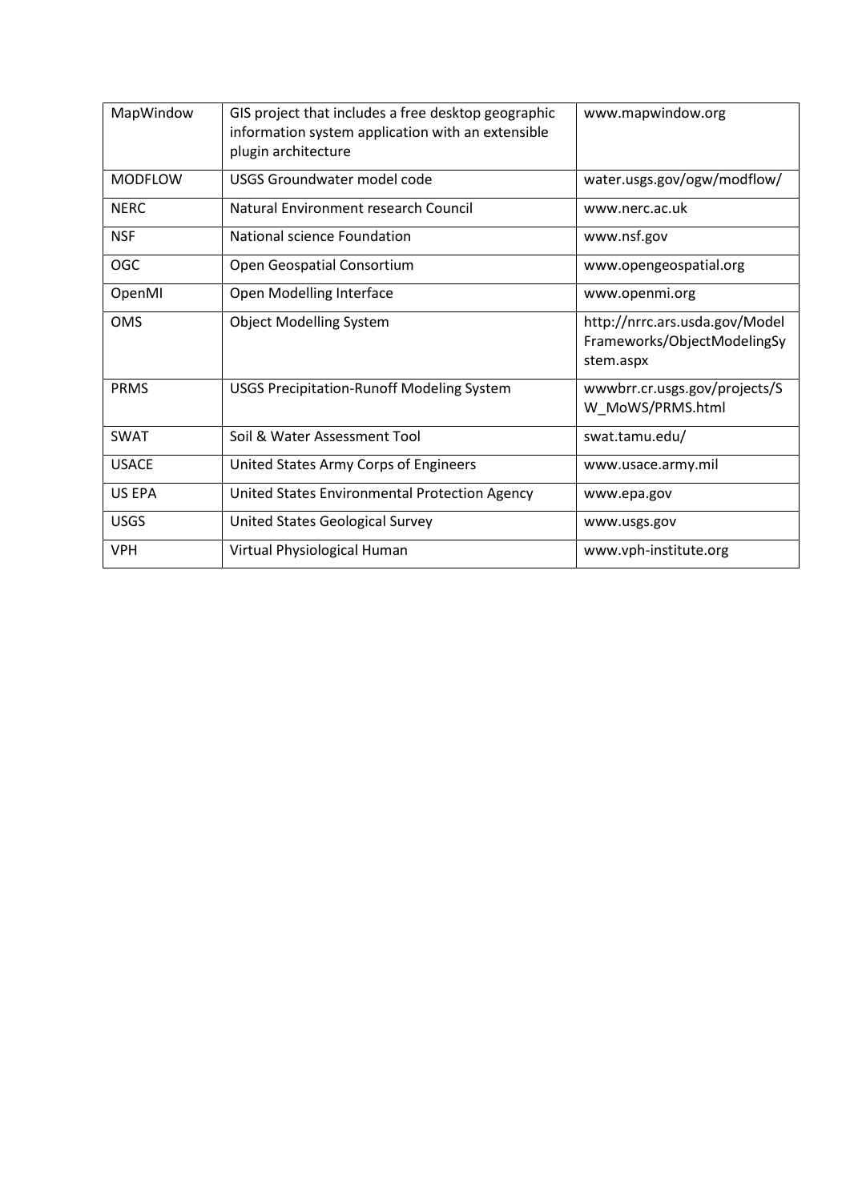| MapWindow | GIS project that includes a free desktop geographic information system application with an extensible plugin architecture | www.mapwindow.org |
|---|---|---|
| MODFLOW | USGS Groundwater model code | water.usgs.gov/ogw/modflow/ |
| NERC | Natural Environment research Council | www.nerc.ac.uk |
| NSF | National science Foundation | www.nsf.gov |
| OGC | Open Geospatial Consortium | www.opengeospatial.org |
| OpenMI | Open Modelling Interface | www.openmi.org |
| OMS | Object Modelling System | http://nrrc.ars.usda.gov/ModelFrameworks/ObjectModelingSystem.aspx |
| PRMS | USGS Precipitation-Runoff Modeling System | wwwbrr.cr.usgs.gov/projects/SW_MoWS/PRMS.html |
| SWAT | Soil & Water Assessment Tool | swat.tamu.edu/ |
| USACE | United States Army Corps of Engineers | www.usace.army.mil |
| US EPA | United States Environmental Protection Agency | www.epa.gov |
| USGS | United States Geological Survey | www.usgs.gov |
| VPH | Virtual Physiological Human | www.vph-institute.org |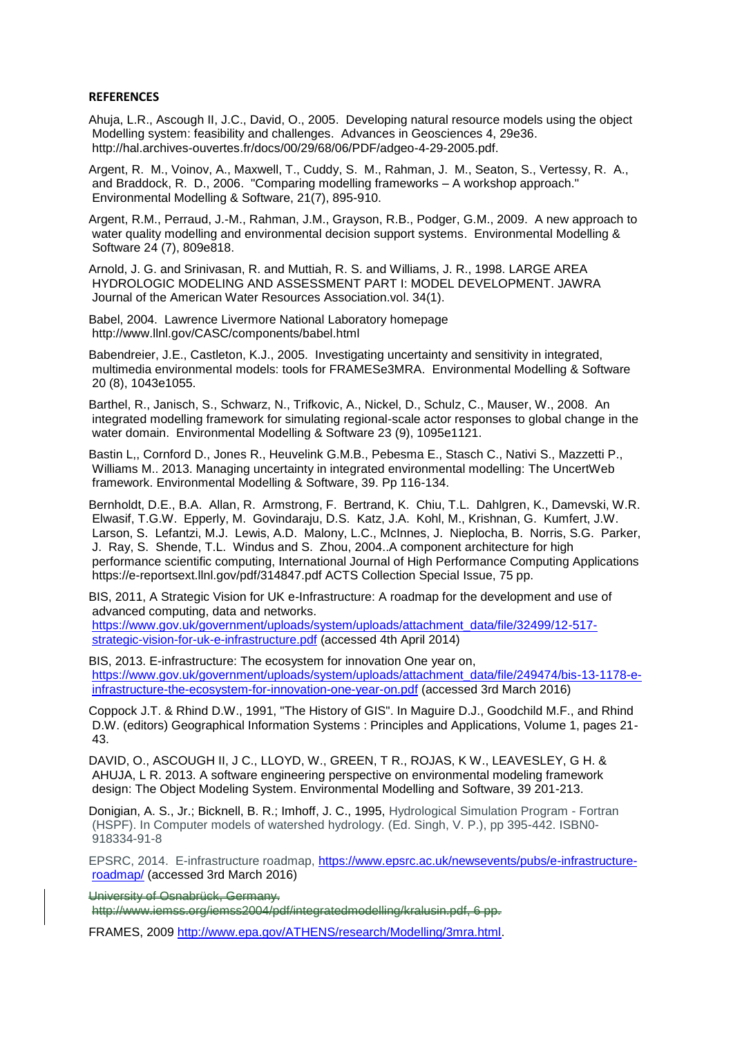**REFERENCES**

Ahuja, L.R., Ascough II, J.C., David, O., 2005. Developing natural resource models using the object Modelling system: feasibility and challenges. Advances in Geosciences 4, 29e36. http://hal.archives-ouvertes.fr/docs/00/29/68/06/PDF/adgeo-4-29-2005.pdf.

Argent, R. M., Voinov, A., Maxwell, T., Cuddy, S. M., Rahman, J. M., Seaton, S., Vertessy, R. A., and Braddock, R. D., 2006. "Comparing modelling frameworks – A workshop approach." Environmental Modelling & Software, 21(7), 895-910.

Argent, R.M., Perraud, J.-M., Rahman, J.M., Grayson, R.B., Podger, G.M., 2009. A new approach to water quality modelling and environmental decision support systems. Environmental Modelling & Software 24 (7), 809e818.

Arnold, J. G. and Srinivasan, R. and Muttiah, R. S. and Williams, J. R., 1998. LARGE AREA HYDROLOGIC MODELING AND ASSESSMENT PART I: MODEL DEVELOPMENT. JAWRA Journal of the American Water Resources Association.vol. 34(1).

Babel, 2004. Lawrence Livermore National Laboratory homepage http://www.llnl.gov/CASC/components/babel.html

Babendreier, J.E., Castleton, K.J., 2005. Investigating uncertainty and sensitivity in integrated, multimedia environmental models: tools for FRAMESe3MRA. Environmental Modelling & Software 20 (8), 1043e1055.

Barthel, R., Janisch, S., Schwarz, N., Trifkovic, A., Nickel, D., Schulz, C., Mauser, W., 2008. An integrated modelling framework for simulating regional-scale actor responses to global change in the water domain. Environmental Modelling & Software 23 (9), 1095e1121.

Bastin L,, Cornford D., Jones R., Heuvelink G.M.B., Pebesma E., Stasch C., Nativi S., Mazzetti P., Williams M.. 2013. Managing uncertainty in integrated environmental modelling: The UncertWeb framework. Environmental Modelling & Software, 39. Pp 116-134.

Bernholdt, D.E., B.A. Allan, R. Armstrong, F. Bertrand, K. Chiu, T.L. Dahlgren, K., Damevski, W.R. Elwasif, T.G.W. Epperly, M. Govindaraju, D.S. Katz, J.A. Kohl, M., Krishnan, G. Kumfert, J.W. Larson, S. Lefantzi, M.J. Lewis, A.D. Malony, L.C., McInnes, J. Nieplocha, B. Norris, S.G. Parker, J. Ray, S. Shende, T.L. Windus and S. Zhou, 2004..A component architecture for high performance scientific computing, International Journal of High Performance Computing Applications https://e-reportsext.llnl.gov/pdf/314847.pdf ACTS Collection Special Issue, 75 pp.

BIS, 2011, A Strategic Vision for UK e-Infrastructure: A roadmap for the development and use of advanced computing, data and networks. https://www.gov.uk/government/uploads/system/uploads/attachment_data/file/32499/12-517-strategic-vision-for-uk-e-infrastructure.pdf (accessed 4th April 2014)

BIS, 2013. E-infrastructure: The ecosystem for innovation One year on, https://www.gov.uk/government/uploads/system/uploads/attachment_data/file/249474/bis-13-1178-e-infrastructure-the-ecosystem-for-innovation-one-year-on.pdf (accessed 3rd March 2016)

Coppock J.T. & Rhind D.W., 1991, "The History of GIS". In Maguire D.J., Goodchild M.F., and Rhind D.W. (editors) Geographical Information Systems : Principles and Applications, Volume 1, pages 21-43.

DAVID, O., ASCOUGH II, J C., LLOYD, W., GREEN, T R., ROJAS, K W., LEAVESLEY, G H. & AHUJA, L R. 2013. A software engineering perspective on environmental modeling framework design: The Object Modeling System. Environmental Modelling and Software, 39 201-213.

Donigian, A. S., Jr.; Bicknell, B. R.; Imhoff, J. C., 1995, Hydrological Simulation Program - Fortran (HSPF). In Computer models of watershed hydrology. (Ed. Singh, V. P.), pp 395-442. ISBN0-918334-91-8

EPSRC, 2014. E-infrastructure roadmap, https://www.epsrc.ac.uk/newsevents/pubs/e-infrastructure-roadmap/ (accessed 3rd March 2016)

~~University of Osnabrück, Germany. http://www.iemss.org/iemss2004/pdf/integratedmodelling/kralusin.pdf, 6 pp.~~

FRAMES, 2009 http://www.epa.gov/ATHENS/research/Modelling/3mra.html.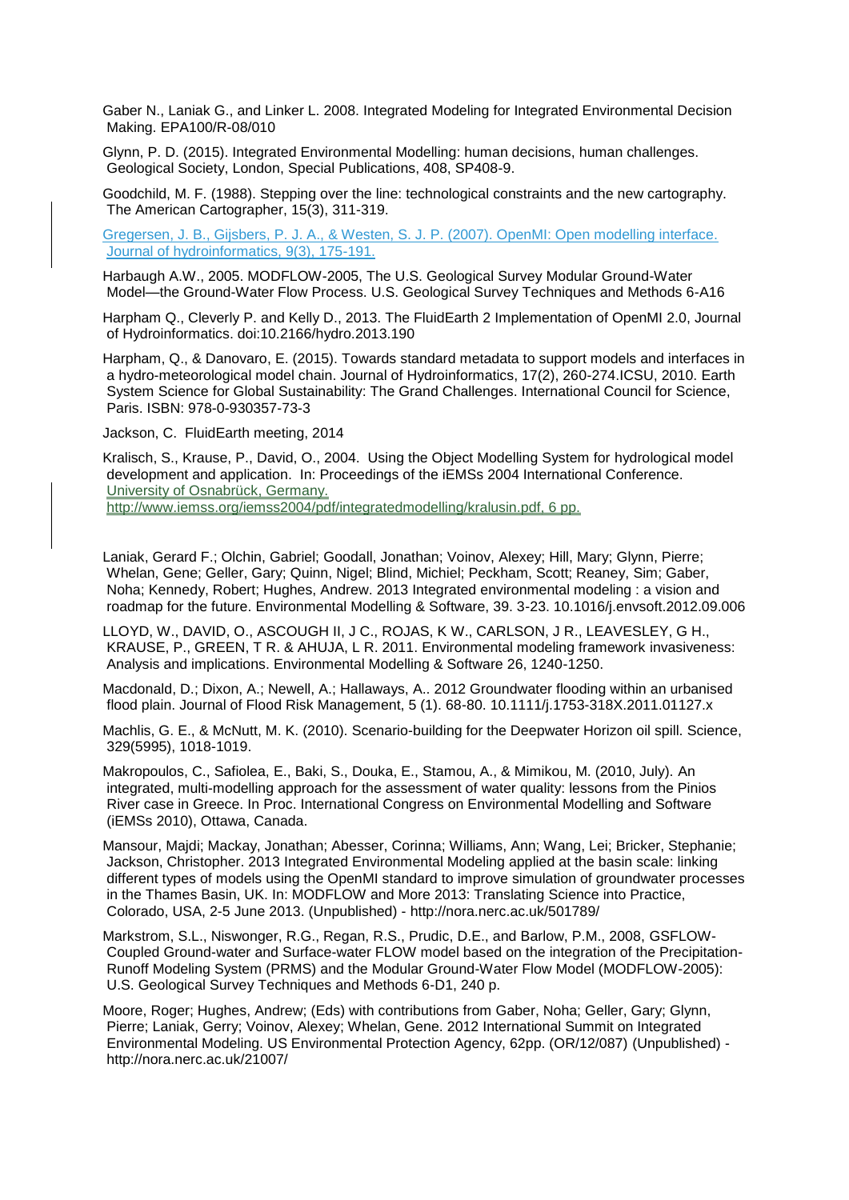Gaber N., Laniak G., and Linker L. 2008. Integrated Modeling for Integrated Environmental Decision Making. EPA100/R-08/010

Glynn, P. D. (2015). Integrated Environmental Modelling: human decisions, human challenges. Geological Society, London, Special Publications, 408, SP408-9.

Goodchild, M. F. (1988). Stepping over the line: technological constraints and the new cartography. The American Cartographer, 15(3), 311-319.

Gregersen, J. B., Gijsbers, P. J. A., & Westen, S. J. P. (2007). OpenMI: Open modelling interface. Journal of hydroinformatics, 9(3), 175-191.

Harbaugh A.W., 2005. MODFLOW-2005, The U.S. Geological Survey Modular Ground-Water Model—the Ground-Water Flow Process. U.S. Geological Survey Techniques and Methods 6-A16

Harpham Q., Cleverly P. and Kelly D., 2013. The FluidEarth 2 Implementation of OpenMI 2.0, Journal of Hydroinformatics. doi:10.2166/hydro.2013.190

Harpham, Q., & Danovaro, E. (2015). Towards standard metadata to support models and interfaces in a hydro-meteorological model chain. Journal of Hydroinformatics, 17(2), 260-274.ICSU, 2010. Earth System Science for Global Sustainability: The Grand Challenges. International Council for Science, Paris. ISBN: 978-0-930357-73-3

Jackson, C. FluidEarth meeting, 2014

Kralisch, S., Krause, P., David, O., 2004. Using the Object Modelling System for hydrological model development and application. In: Proceedings of the iEMSs 2004 International Conference. University of Osnabrück, Germany. http://www.iemss.org/iemss2004/pdf/integratedmodelling/kralusin.pdf, 6 pp.

Laniak, Gerard F.; Olchin, Gabriel; Goodall, Jonathan; Voinov, Alexey; Hill, Mary; Glynn, Pierre; Whelan, Gene; Geller, Gary; Quinn, Nigel; Blind, Michiel; Peckham, Scott; Reaney, Sim; Gaber, Noha; Kennedy, Robert; Hughes, Andrew. 2013 Integrated environmental modeling : a vision and roadmap for the future. Environmental Modelling & Software, 39. 3-23. 10.1016/j.envsoft.2012.09.006

LLOYD, W., DAVID, O., ASCOUGH II, J C., ROJAS, K W., CARLSON, J R., LEAVESLEY, G H., KRAUSE, P., GREEN, T R. & AHUJA, L R. 2011. Environmental modeling framework invasiveness: Analysis and implications. Environmental Modelling & Software 26, 1240-1250.

Macdonald, D.; Dixon, A.; Newell, A.; Hallaways, A.. 2012 Groundwater flooding within an urbanised flood plain. Journal of Flood Risk Management, 5 (1). 68-80. 10.1111/j.1753-318X.2011.01127.x

Machlis, G. E., & McNutt, M. K. (2010). Scenario-building for the Deepwater Horizon oil spill. Science, 329(5995), 1018-1019.

Makropoulos, C., Safiolea, E., Baki, S., Douka, E., Stamou, A., & Mimikou, M. (2010, July). An integrated, multi-modelling approach for the assessment of water quality: lessons from the Pinios River case in Greece. In Proc. International Congress on Environmental Modelling and Software (iEMSs 2010), Ottawa, Canada.

Mansour, Majdi; Mackay, Jonathan; Abesser, Corinna; Williams, Ann; Wang, Lei; Bricker, Stephanie; Jackson, Christopher. 2013 Integrated Environmental Modeling applied at the basin scale: linking different types of models using the OpenMI standard to improve simulation of groundwater processes in the Thames Basin, UK. In: MODFLOW and More 2013: Translating Science into Practice, Colorado, USA, 2-5 June 2013. (Unpublished) - http://nora.nerc.ac.uk/501789/

Markstrom, S.L., Niswonger, R.G., Regan, R.S., Prudic, D.E., and Barlow, P.M., 2008, GSFLOW-Coupled Ground-water and Surface-water FLOW model based on the integration of the Precipitation-Runoff Modeling System (PRMS) and the Modular Ground-Water Flow Model (MODFLOW-2005): U.S. Geological Survey Techniques and Methods 6-D1, 240 p.

Moore, Roger; Hughes, Andrew; (Eds) with contributions from Gaber, Noha; Geller, Gary; Glynn, Pierre; Laniak, Gerry; Voinov, Alexey; Whelan, Gene. 2012 International Summit on Integrated Environmental Modeling. US Environmental Protection Agency, 62pp. (OR/12/087) (Unpublished) - http://nora.nerc.ac.uk/21007/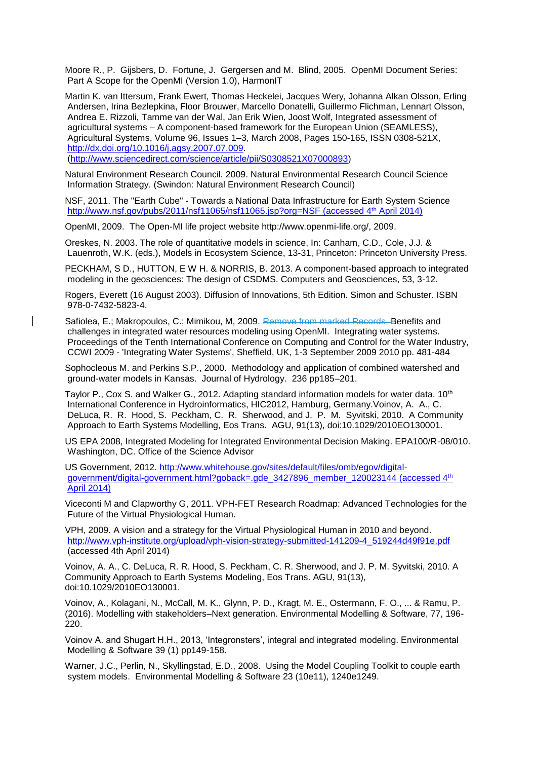Moore R., P. Gijsbers, D. Fortune, J. Gergersen and M. Blind, 2005. OpenMI Document Series: Part A Scope for the OpenMI (Version 1.0), HarmonIT

Martin K. van Ittersum, Frank Ewert, Thomas Heckelei, Jacques Wery, Johanna Alkan Olsson, Erling Andersen, Irina Bezlepkina, Floor Brouwer, Marcello Donatelli, Guillermo Flichman, Lennart Olsson, Andrea E. Rizzoli, Tamme van der Wal, Jan Erik Wien, Joost Wolf, Integrated assessment of agricultural systems – A component-based framework for the European Union (SEAMLESS), Agricultural Systems, Volume 96, Issues 1–3, March 2008, Pages 150-165, ISSN 0308-521X, http://dx.doi.org/10.1016/j.agsy.2007.07.009. (http://www.sciencedirect.com/science/article/pii/S0308521X07000893)

Natural Environment Research Council. 2009. Natural Environmental Research Council Science Information Strategy. (Swindon: Natural Environment Research Council)

NSF, 2011. The "Earth Cube" - Towards a National Data Infrastructure for Earth System Science http://www.nsf.gov/pubs/2011/nsf11065/nsf11065.jsp?org=NSF (accessed 4th April 2014)

OpenMI, 2009. The Open-MI life project website http://www.openmi-life.org/, 2009.

Oreskes, N. 2003. The role of quantitative models in science, In: Canham, C.D., Cole, J.J. & Lauenroth, W.K. (eds.), Models in Ecosystem Science, 13-31, Princeton: Princeton University Press.

PECKHAM, S D., HUTTON, E W H. & NORRIS, B. 2013. A component-based approach to integrated modeling in the geosciences: The design of CSDMS. Computers and Geosciences, 53, 3-12.

Rogers, Everett (16 August 2003). Diffusion of Innovations, 5th Edition. Simon and Schuster. ISBN 978-0-7432-5823-4.

Safiolea, E.; Makropoulos, C.; Mimikou, M, 2009. Remove from marked Records Benefits and challenges in integrated water resources modeling using OpenMI. Integrating water systems. Proceedings of the Tenth International Conference on Computing and Control for the Water Industry, CCWI 2009 - 'Integrating Water Systems', Sheffield, UK, 1-3 September 2009 2010 pp. 481-484

Sophocleous M. and Perkins S.P., 2000. Methodology and application of combined watershed and ground-water models in Kansas. Journal of Hydrology. 236 pp185–201.

Taylor P., Cox S. and Walker G., 2012. Adapting standard information models for water data. 10th International Conference in Hydroinformatics, HIC2012, Hamburg, Germany.Voinov, A. A., C. DeLuca, R. R. Hood, S. Peckham, C. R. Sherwood, and J. P. M. Syvitski, 2010. A Community Approach to Earth Systems Modelling, Eos Trans. AGU, 91(13), doi:10.1029/2010EO130001.

US EPA 2008, Integrated Modeling for Integrated Environmental Decision Making. EPA100/R-08/010. Washington, DC. Office of the Science Advisor

US Government, 2012. http://www.whitehouse.gov/sites/default/files/omb/egov/digital-government/digital-government.html?goback=.gde_3427896_member_120023144 (accessed 4th April 2014)

Viceconti M and Clapworthy G, 2011. VPH-FET Research Roadmap: Advanced Technologies for the Future of the Virtual Physiological Human.

VPH, 2009. A vision and a strategy for the Virtual Physiological Human in 2010 and beyond. http://www.vph-institute.org/upload/vph-vision-strategy-submitted-141209-4_519244d49f91e.pdf (accessed 4th April 2014)

Voinov, A. A., C. DeLuca, R. R. Hood, S. Peckham, C. R. Sherwood, and J. P. M. Syvitski, 2010. A Community Approach to Earth Systems Modeling, Eos Trans. AGU, 91(13), doi:10.1029/2010EO130001.

Voinov, A., Kolagani, N., McCall, M. K., Glynn, P. D., Kragt, M. E., Ostermann, F. O., ... & Ramu, P. (2016). Modelling with stakeholders–Next generation. Environmental Modelling & Software, 77, 196-220.

Voinov A. and Shugart H.H., 2013, 'Integronsters', integral and integrated modeling. Environmental Modelling & Software 39 (1) pp149-158.

Warner, J.C., Perlin, N., Skyllingstad, E.D., 2008. Using the Model Coupling Toolkit to couple earth system models. Environmental Modelling & Software 23 (10e11), 1240e1249.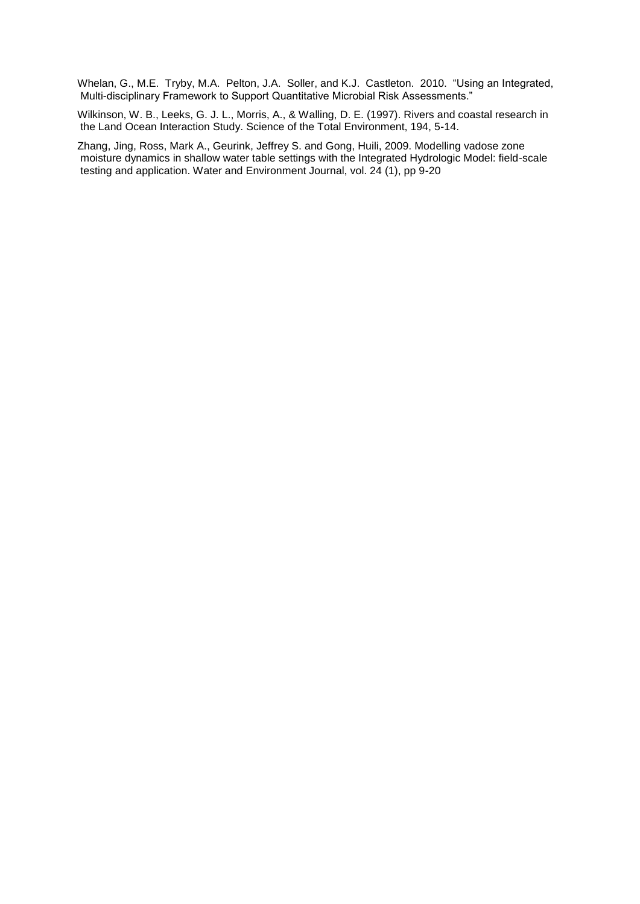Whelan, G., M.E. Tryby, M.A. Pelton, J.A. Soller, and K.J. Castleton. 2010. "Using an Integrated, Multi-disciplinary Framework to Support Quantitative Microbial Risk Assessments."

Wilkinson, W. B., Leeks, G. J. L., Morris, A., & Walling, D. E. (1997). Rivers and coastal research in the Land Ocean Interaction Study. Science of the Total Environment, 194, 5-14.

Zhang, Jing, Ross, Mark A., Geurink, Jeffrey S. and Gong, Huili, 2009. Modelling vadose zone moisture dynamics in shallow water table settings with the Integrated Hydrologic Model: field-scale testing and application. Water and Environment Journal, vol. 24 (1), pp 9-20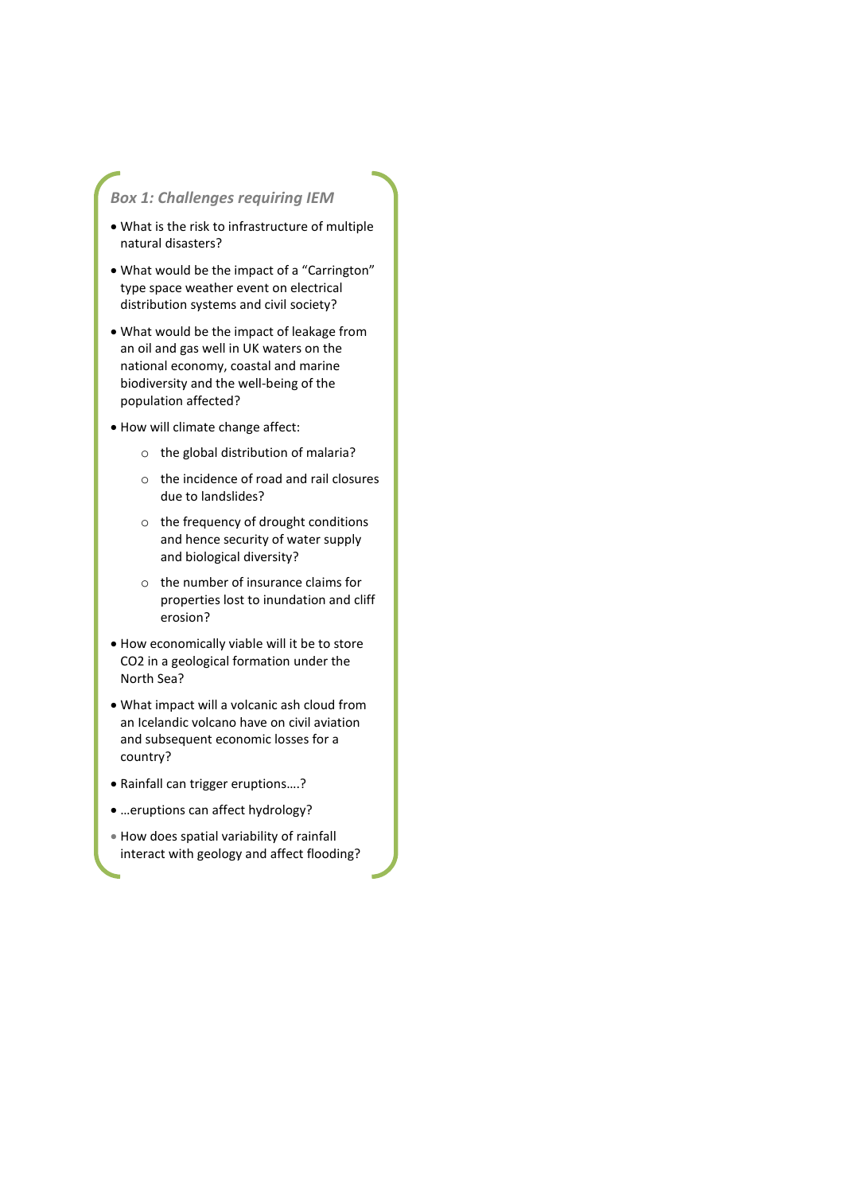*Box 1: Challenges requiring IEM*

- What is the risk to infrastructure of multiple natural disasters?
- What would be the impact of a "Carrington" type space weather event on electrical distribution systems and civil society?
- What would be the impact of leakage from an oil and gas well in UK waters on the national economy, coastal and marine biodiversity and the well-being of the population affected?
- How will climate change affect:
    - the global distribution of malaria?
    - the incidence of road and rail closures due to landslides?
    - the frequency of drought conditions and hence security of water supply and biological diversity?
    - the number of insurance claims for properties lost to inundation and cliff erosion?
- How economically viable will it be to store CO2 in a geological formation under the North Sea?
- What impact will a volcanic ash cloud from an Icelandic volcano have on civil aviation and subsequent economic losses for a country?
- Rainfall can trigger eruptions….?
- …eruptions can affect hydrology?
- How does spatial variability of rainfall interact with geology and affect flooding?